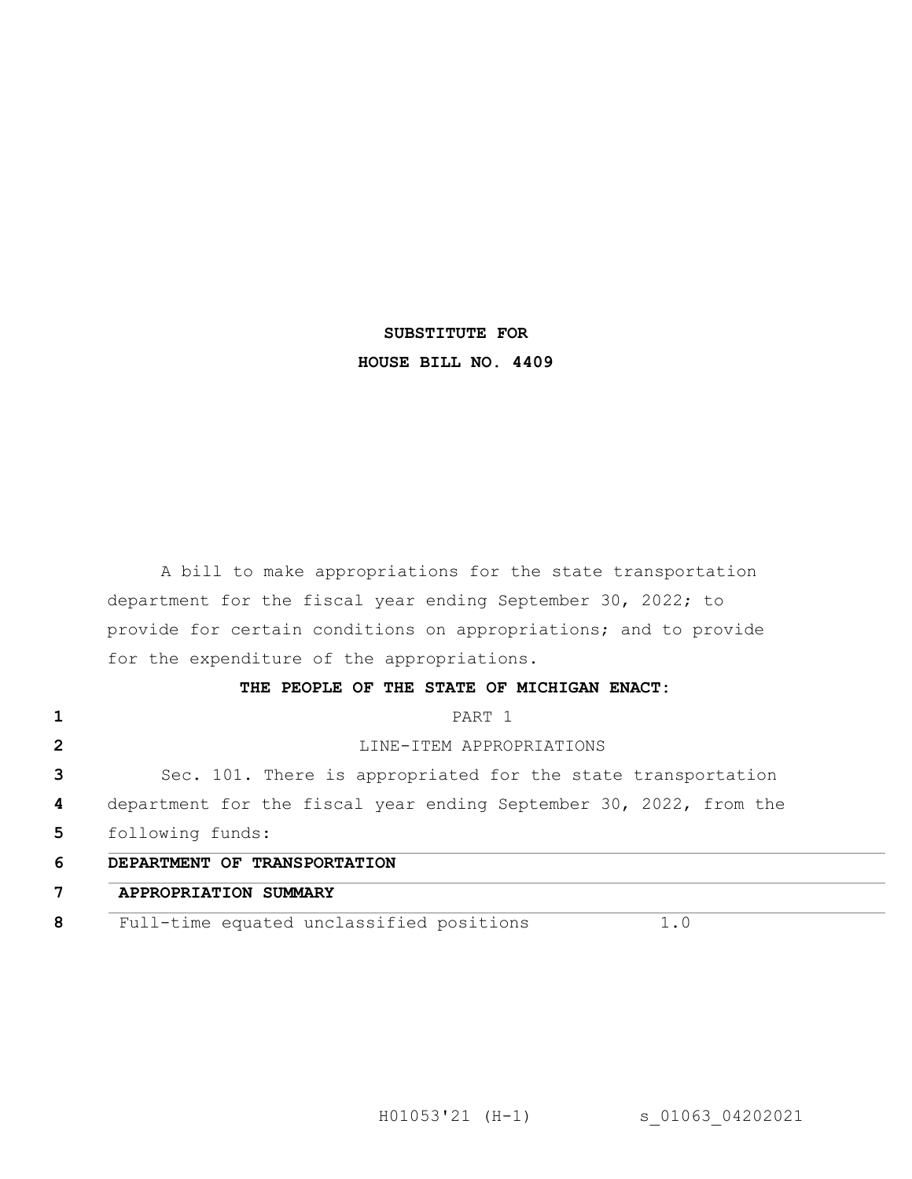**SUBSTITUTE FOR**

**HOUSE BILL NO. 4409**

A bill to make appropriations for the state transportation department for the fiscal year ending September 30, 2022; to provide for certain conditions on appropriations; and to provide for the expenditure of the appropriations.

**THE PEOPLE OF THE STATE OF MICHIGAN ENACT:**

PART 1

LINE-ITEM APPROPRIATIONS

Sec. 101. There is appropriated for the state transportation department for the fiscal year ending September 30, 2022, from the following funds:

| | |
|---|---|
| **DEPARTMENT OF TRANSPORTATION** | |
| **APPROPRIATION SUMMARY** | |
| Full-time equated unclassified positions | 1.0 |

H01053'21 (H-1) s_01063_04202021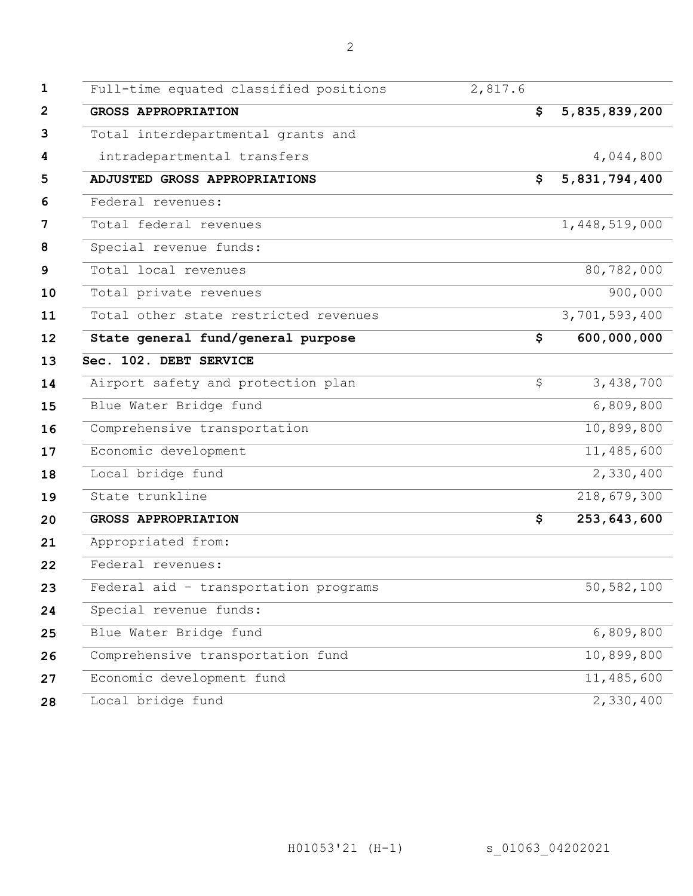| | | | |
|---|---|---|---|
| Full-time equated classified positions | 2,817.6 | | |
| **GROSS APPROPRIATION** | | **$** | **5,835,839,200** |
| Total interdepartmental grants and intradepartmental transfers | | | 4,044,800 |
| **ADJUSTED GROSS APPROPRIATIONS** | | **$** | **5,831,794,400** |
| Federal revenues: | | | |
| Total federal revenues | | | 1,448,519,000 |
| Special revenue funds: | | | |
| Total local revenues | | | 80,782,000 |
| Total private revenues | | | 900,000 |
| Total other state restricted revenues | | | 3,701,593,400 |
| **State general fund/general purpose** | | **$** | **600,000,000** |

**Sec. 102. DEBT SERVICE**

| | | |
|---|---|---|
| Airport safety and protection plan | $ | 3,438,700 |
| Blue Water Bridge fund | | 6,809,800 |
| Comprehensive transportation | | 10,899,800 |
| Economic development | | 11,485,600 |
| Local bridge fund | | 2,330,400 |
| State trunkline | | 218,679,300 |
| **GROSS APPROPRIATION** | **$** | **253,643,600** |
| Appropriated from: | | |
| Federal revenues: | | |
| Federal aid - transportation programs | | 50,582,100 |
| Special revenue funds: | | |
| Blue Water Bridge fund | | 6,809,800 |
| Comprehensive transportation fund | | 10,899,800 |
| Economic development fund | | 11,485,600 |
| Local bridge fund | | 2,330,400 |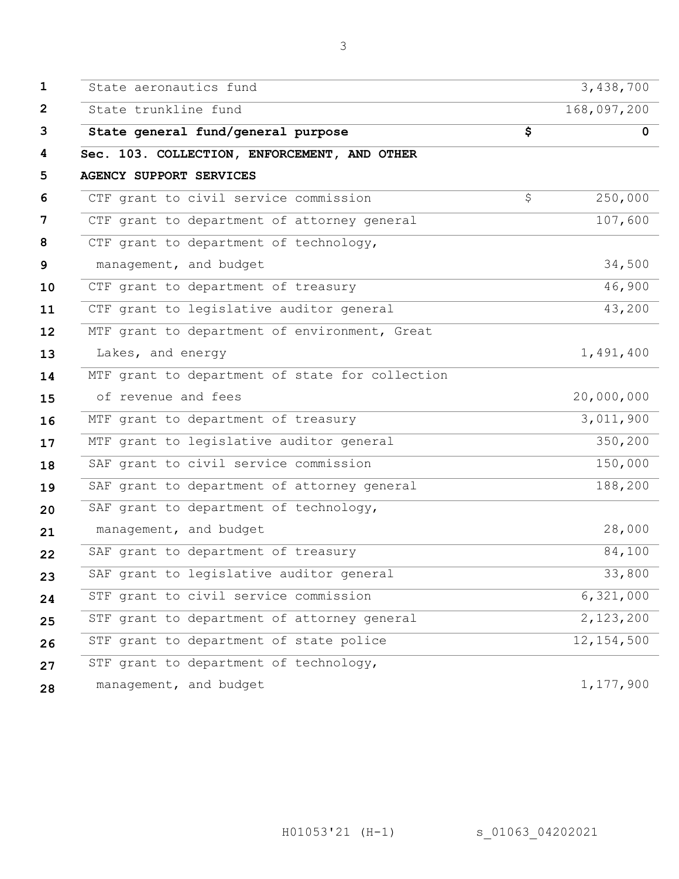| | | |
|---|---|---|
| State aeronautics fund | | 3,438,700 |
| State trunkline fund | | 168,097,200 |
| **State general fund/general purpose** | **$** | **0** |
| **Sec. 103. COLLECTION, ENFORCEMENT, AND OTHER AGENCY SUPPORT SERVICES** | | |
| CTF grant to civil service commission | $ | 250,000 |
| CTF grant to department of attorney general | | 107,600 |
| CTF grant to department of technology, management, and budget | | 34,500 |
| CTF grant to department of treasury | | 46,900 |
| CTF grant to legislative auditor general | | 43,200 |
| MTF grant to department of environment, Great Lakes, and energy | | 1,491,400 |
| MTF grant to department of state for collection of revenue and fees | | 20,000,000 |
| MTF grant to department of treasury | | 3,011,900 |
| MTF grant to legislative auditor general | | 350,200 |
| SAF grant to civil service commission | | 150,000 |
| SAF grant to department of attorney general | | 188,200 |
| SAF grant to department of technology, management, and budget | | 28,000 |
| SAF grant to department of treasury | | 84,100 |
| SAF grant to legislative auditor general | | 33,800 |
| STF grant to civil service commission | | 6,321,000 |
| STF grant to department of attorney general | | 2,123,200 |
| STF grant to department of state police | | 12,154,500 |
| STF grant to department of technology, management, and budget | | 1,177,900 |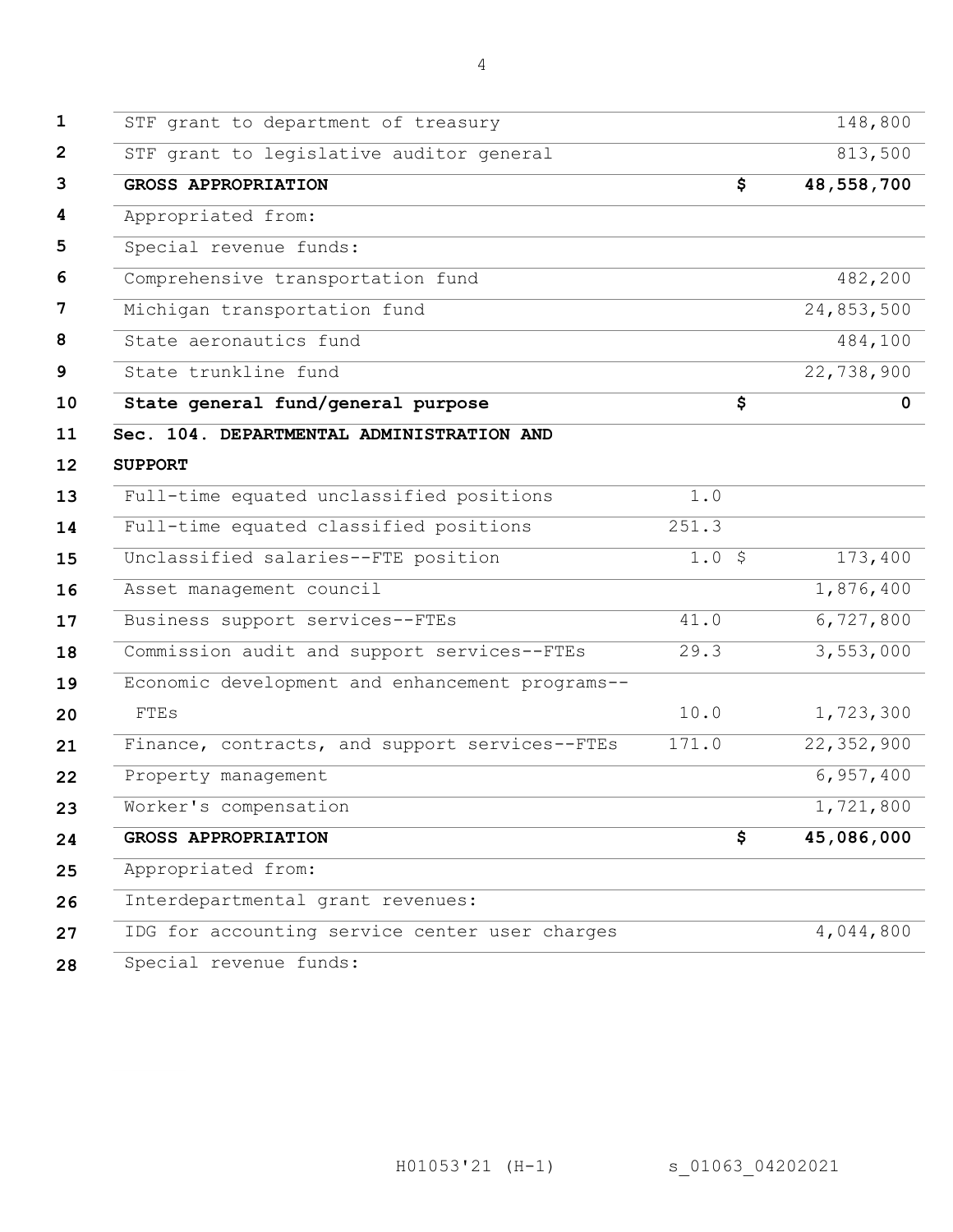| | | | |
|---|---|---|---|
| STF grant to department of treasury | | | 148,800 |
| STF grant to legislative auditor general | | | 813,500 |
| **GROSS APPROPRIATION** | | **$** | **48,558,700** |
| Appropriated from: | | | |
| Special revenue funds: | | | |
| Comprehensive transportation fund | | | 482,200 |
| Michigan transportation fund | | | 24,853,500 |
| State aeronautics fund | | | 484,100 |
| State trunkline fund | | | 22,738,900 |
| **State general fund/general purpose** | | **$** | **0** |

**Sec. 104. DEPARTMENTAL ADMINISTRATION AND SUPPORT**

| | | | |
|---|---|---|---|
| Full-time equated unclassified positions | 1.0 | | |
| Full-time equated classified positions | 251.3 | | |
| Unclassified salaries--FTE position | 1.0 | $ | 173,400 |
| Asset management council | | | 1,876,400 |
| Business support services--FTEs | 41.0 | | 6,727,800 |
| Commission audit and support services--FTEs | 29.3 | | 3,553,000 |
| Economic development and enhancement programs--FTEs | 10.0 | | 1,723,300 |
| Finance, contracts, and support services--FTEs | 171.0 | | 22,352,900 |
| Property management | | | 6,957,400 |
| Worker's compensation | | | 1,721,800 |
| **GROSS APPROPRIATION** | | **$** | **45,086,000** |
| Appropriated from: | | | |
| Interdepartmental grant revenues: | | | |
| IDG for accounting service center user charges | | | 4,044,800 |
| Special revenue funds: | | | |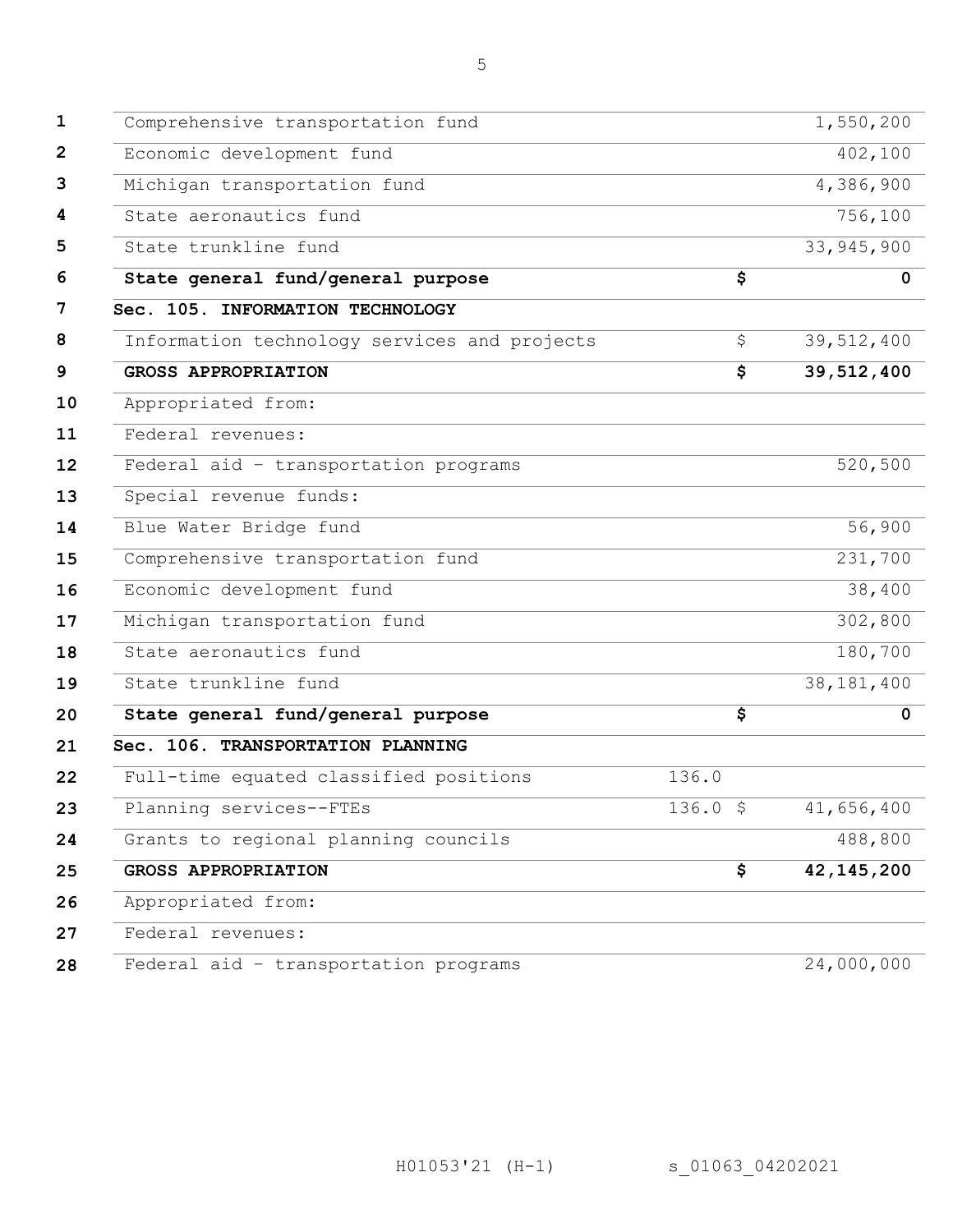| | | | |
|---|---|---|---|
| Comprehensive transportation fund | | | 1,550,200 |
| Economic development fund | | | 402,100 |
| Michigan transportation fund | | | 4,386,900 |
| State aeronautics fund | | | 756,100 |
| State trunkline fund | | | 33,945,900 |
| **State general fund/general purpose** | | **$** | **0** |
| **Sec. 105. INFORMATION TECHNOLOGY** | | | |
| Information technology services and projects | | $ | 39,512,400 |
| **GROSS APPROPRIATION** | | **$** | **39,512,400** |
| Appropriated from: | | | |
| Federal revenues: | | | |
| Federal aid - transportation programs | | | 520,500 |
| Special revenue funds: | | | |
| Blue Water Bridge fund | | | 56,900 |
| Comprehensive transportation fund | | | 231,700 |
| Economic development fund | | | 38,400 |
| Michigan transportation fund | | | 302,800 |
| State aeronautics fund | | | 180,700 |
| State trunkline fund | | | 38,181,400 |
| **State general fund/general purpose** | | **$** | **0** |
| **Sec. 106. TRANSPORTATION PLANNING** | | | |
| Full-time equated classified positions | 136.0 | | |
| Planning services--FTEs | 136.0 | $ | 41,656,400 |
| Grants to regional planning councils | | | 488,800 |
| **GROSS APPROPRIATION** | | **$** | **42,145,200** |
| Appropriated from: | | | |
| Federal revenues: | | | |
| Federal aid - transportation programs | | | 24,000,000 |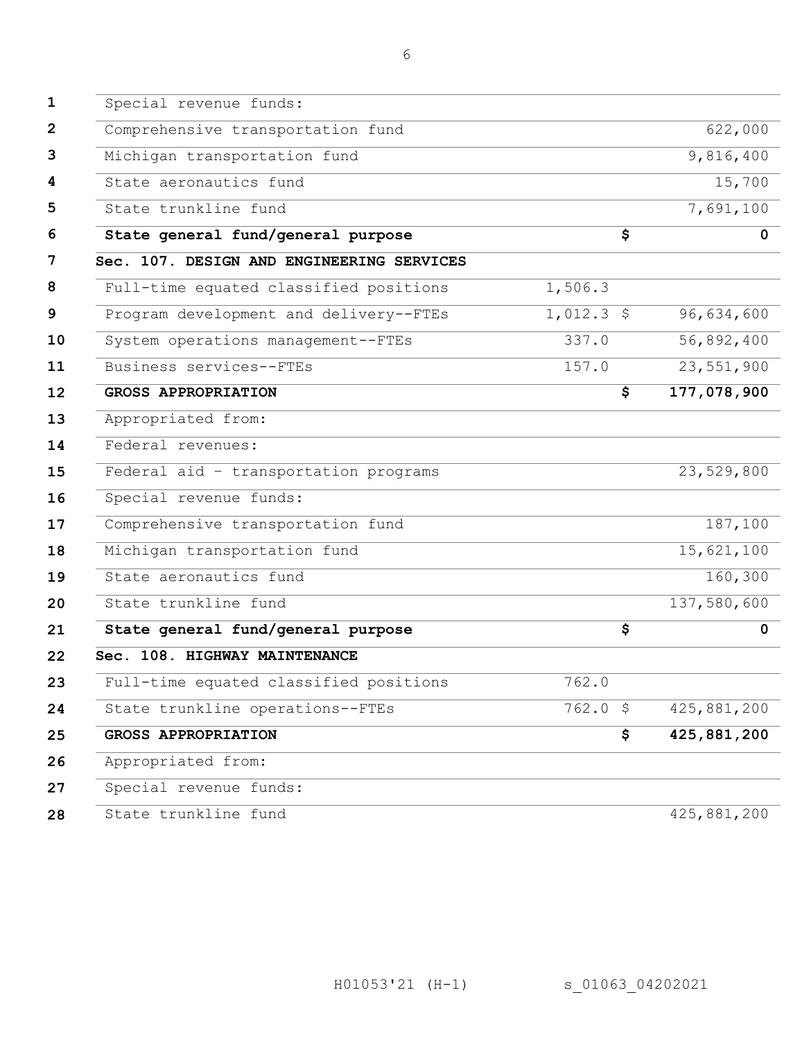| | | | |
|---|---|---|---|
| Special revenue funds: | | | |
| Comprehensive transportation fund | | | 622,000 |
| Michigan transportation fund | | | 9,816,400 |
| State aeronautics fund | | | 15,700 |
| State trunkline fund | | | 7,691,100 |
| **State general fund/general purpose** | | **$** | **0** |
| **Sec. 107. DESIGN AND ENGINEERING SERVICES** | | | |
| Full-time equated classified positions | 1,506.3 | | |
| Program development and delivery--FTEs | 1,012.3 | $ | 96,634,600 |
| System operations management--FTEs | 337.0 | | 56,892,400 |
| Business services--FTEs | 157.0 | | 23,551,900 |
| **GROSS APPROPRIATION** | | **$** | **177,078,900** |
| Appropriated from: | | | |
| Federal revenues: | | | |
| Federal aid - transportation programs | | | 23,529,800 |
| Special revenue funds: | | | |
| Comprehensive transportation fund | | | 187,100 |
| Michigan transportation fund | | | 15,621,100 |
| State aeronautics fund | | | 160,300 |
| State trunkline fund | | | 137,580,600 |
| **State general fund/general purpose** | | **$** | **0** |
| **Sec. 108. HIGHWAY MAINTENANCE** | | | |
| Full-time equated classified positions | 762.0 | | |
| State trunkline operations--FTEs | 762.0 | $ | 425,881,200 |
| **GROSS APPROPRIATION** | | **$** | **425,881,200** |
| Appropriated from: | | | |
| Special revenue funds: | | | |
| State trunkline fund | | | 425,881,200 |

H01053'21 (H-1) s_01063_04202021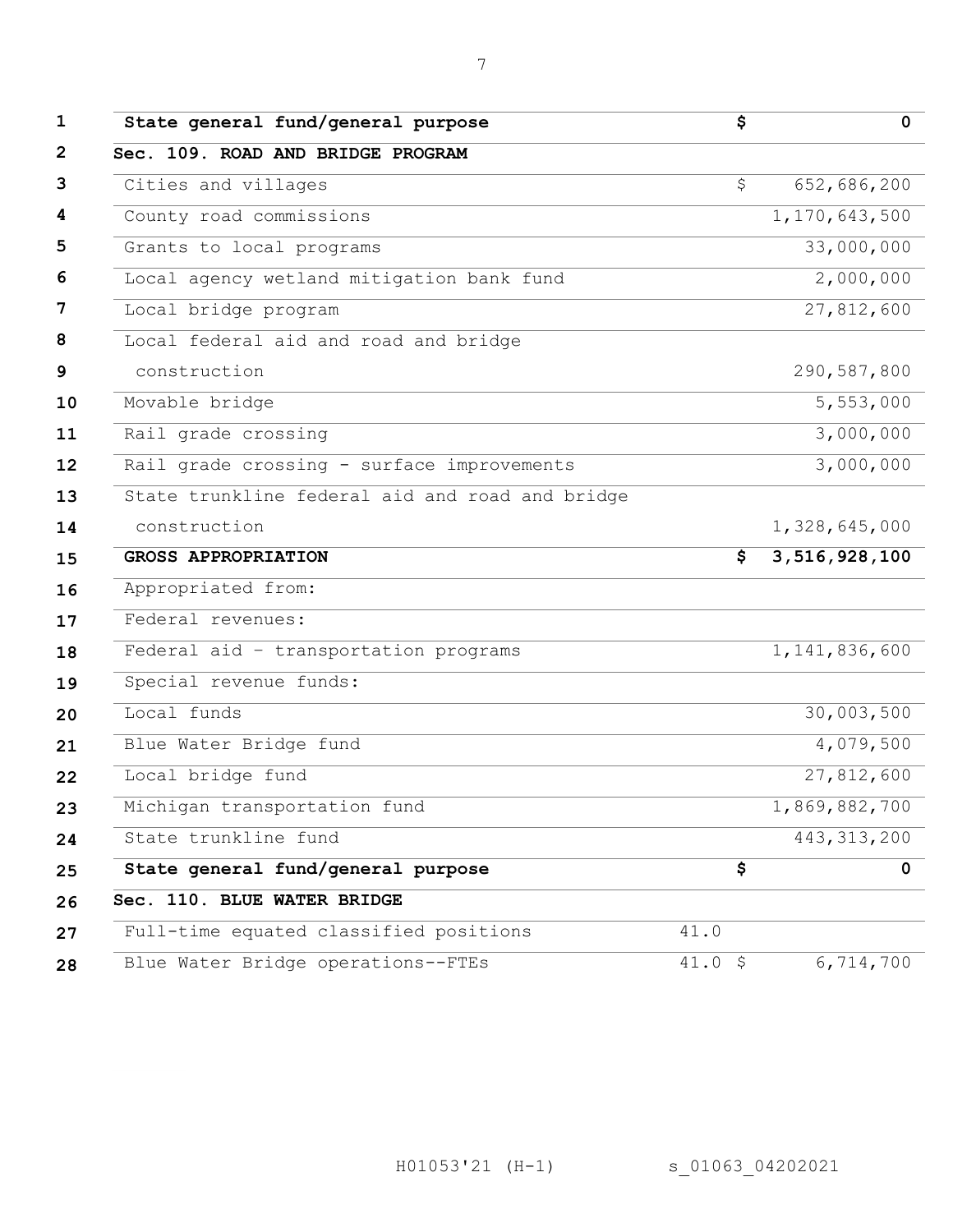| | | |
|---|---|---|
| **State general fund/general purpose** | | **$ 0** |
| **Sec. 109. ROAD AND BRIDGE PROGRAM** | | |
| Cities and villages | | $ 652,686,200 |
| County road commissions | | 1,170,643,500 |
| Grants to local programs | | 33,000,000 |
| Local agency wetland mitigation bank fund | | 2,000,000 |
| Local bridge program | | 27,812,600 |
| Local federal aid and road and bridge construction | | 290,587,800 |
| Movable bridge | | 5,553,000 |
| Rail grade crossing | | 3,000,000 |
| Rail grade crossing - surface improvements | | 3,000,000 |
| State trunkline federal aid and road and bridge construction | | 1,328,645,000 |
| **GROSS APPROPRIATION** | | **$ 3,516,928,100** |
| Appropriated from: | | |
| Federal revenues: | | |
| Federal aid - transportation programs | | 1,141,836,600 |
| Special revenue funds: | | |
| Local funds | | 30,003,500 |
| Blue Water Bridge fund | | 4,079,500 |
| Local bridge fund | | 27,812,600 |
| Michigan transportation fund | | 1,869,882,700 |
| State trunkline fund | | 443,313,200 |
| **State general fund/general purpose** | | **$ 0** |
| **Sec. 110. BLUE WATER BRIDGE** | | |
| Full-time equated classified positions | 41.0 | |
| Blue Water Bridge operations--FTEs | 41.0 | $ 6,714,700 |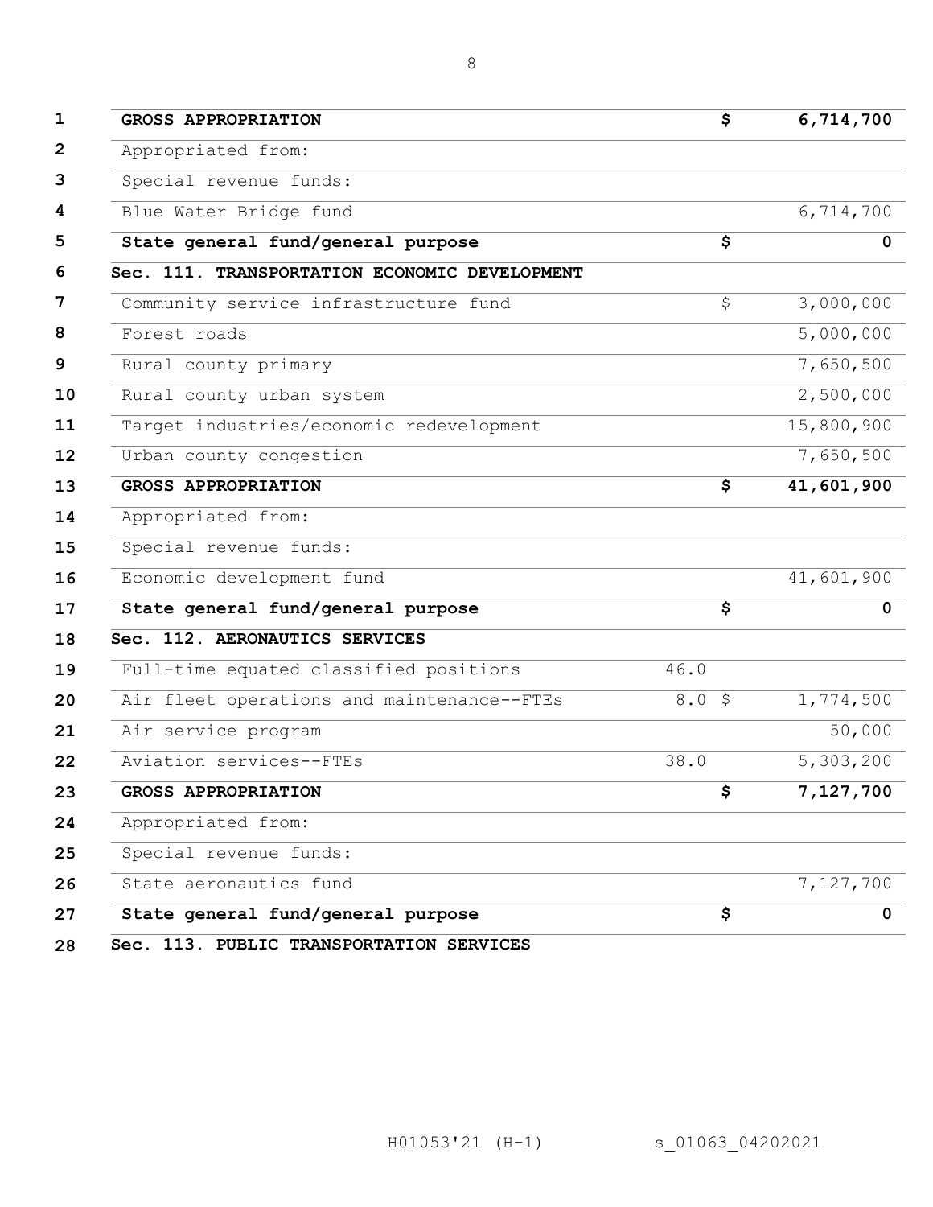| Line | Item | FTEs | | Amount |
|---|---|---|---|---|
| 1 | **GROSS APPROPRIATION** | | **$** | **6,714,700** |
| 2 | Appropriated from: | | | |
| 3 | Special revenue funds: | | | |
| 4 | Blue Water Bridge fund | | | 6,714,700 |
| 5 | **State general fund/general purpose** | | **$** | **0** |
| 6 | **Sec. 111. TRANSPORTATION ECONOMIC DEVELOPMENT** | | | |
| 7 | Community service infrastructure fund | | $ | 3,000,000 |
| 8 | Forest roads | | | 5,000,000 |
| 9 | Rural county primary | | | 7,650,500 |
| 10 | Rural county urban system | | | 2,500,000 |
| 11 | Target industries/economic redevelopment | | | 15,800,900 |
| 12 | Urban county congestion | | | 7,650,500 |
| 13 | **GROSS APPROPRIATION** | | **$** | **41,601,900** |
| 14 | Appropriated from: | | | |
| 15 | Special revenue funds: | | | |
| 16 | Economic development fund | | | 41,601,900 |
| 17 | **State general fund/general purpose** | | **$** | **0** |
| 18 | **Sec. 112. AERONAUTICS SERVICES** | | | |
| 19 | Full-time equated classified positions | 46.0 | | |
| 20 | Air fleet operations and maintenance--FTEs | 8.0 | $ | 1,774,500 |
| 21 | Air service program | | | 50,000 |
| 22 | Aviation services--FTEs | 38.0 | | 5,303,200 |
| 23 | **GROSS APPROPRIATION** | | **$** | **7,127,700** |
| 24 | Appropriated from: | | | |
| 25 | Special revenue funds: | | | |
| 26 | State aeronautics fund | | | 7,127,700 |
| 27 | **State general fund/general purpose** | | **$** | **0** |
| 28 | **Sec. 113. PUBLIC TRANSPORTATION SERVICES** | | | |

H01053'21 (H-1) s_01063_04202021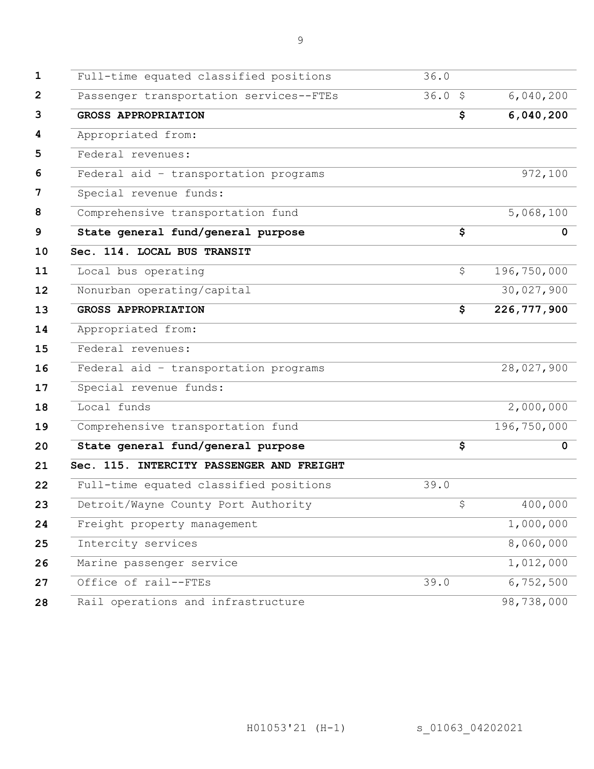| | | | |
|---|---|---|---|
| Full-time equated classified positions | 36.0 | | |
| Passenger transportation services--FTEs | 36.0 | $ | 6,040,200 |
| **GROSS APPROPRIATION** | | **$** | **6,040,200** |
| Appropriated from: | | | |
| Federal revenues: | | | |
| Federal aid - transportation programs | | | 972,100 |
| Special revenue funds: | | | |
| Comprehensive transportation fund | | | 5,068,100 |
| **State general fund/general purpose** | | **$** | **0** |
| **Sec. 114. LOCAL BUS TRANSIT** | | | |
| Local bus operating | | $ | 196,750,000 |
| Nonurban operating/capital | | | 30,027,900 |
| **GROSS APPROPRIATION** | | **$** | **226,777,900** |
| Appropriated from: | | | |
| Federal revenues: | | | |
| Federal aid - transportation programs | | | 28,027,900 |
| Special revenue funds: | | | |
| Local funds | | | 2,000,000 |
| Comprehensive transportation fund | | | 196,750,000 |
| **State general fund/general purpose** | | **$** | **0** |
| **Sec. 115. INTERCITY PASSENGER AND FREIGHT** | | | |
| Full-time equated classified positions | 39.0 | | |
| Detroit/Wayne County Port Authority | | $ | 400,000 |
| Freight property management | | | 1,000,000 |
| Intercity services | | | 8,060,000 |
| Marine passenger service | | | 1,012,000 |
| Office of rail--FTEs | 39.0 | | 6,752,500 |
| Rail operations and infrastructure | | | 98,738,000 |

H01053'21 (H-1) s_01063_04202021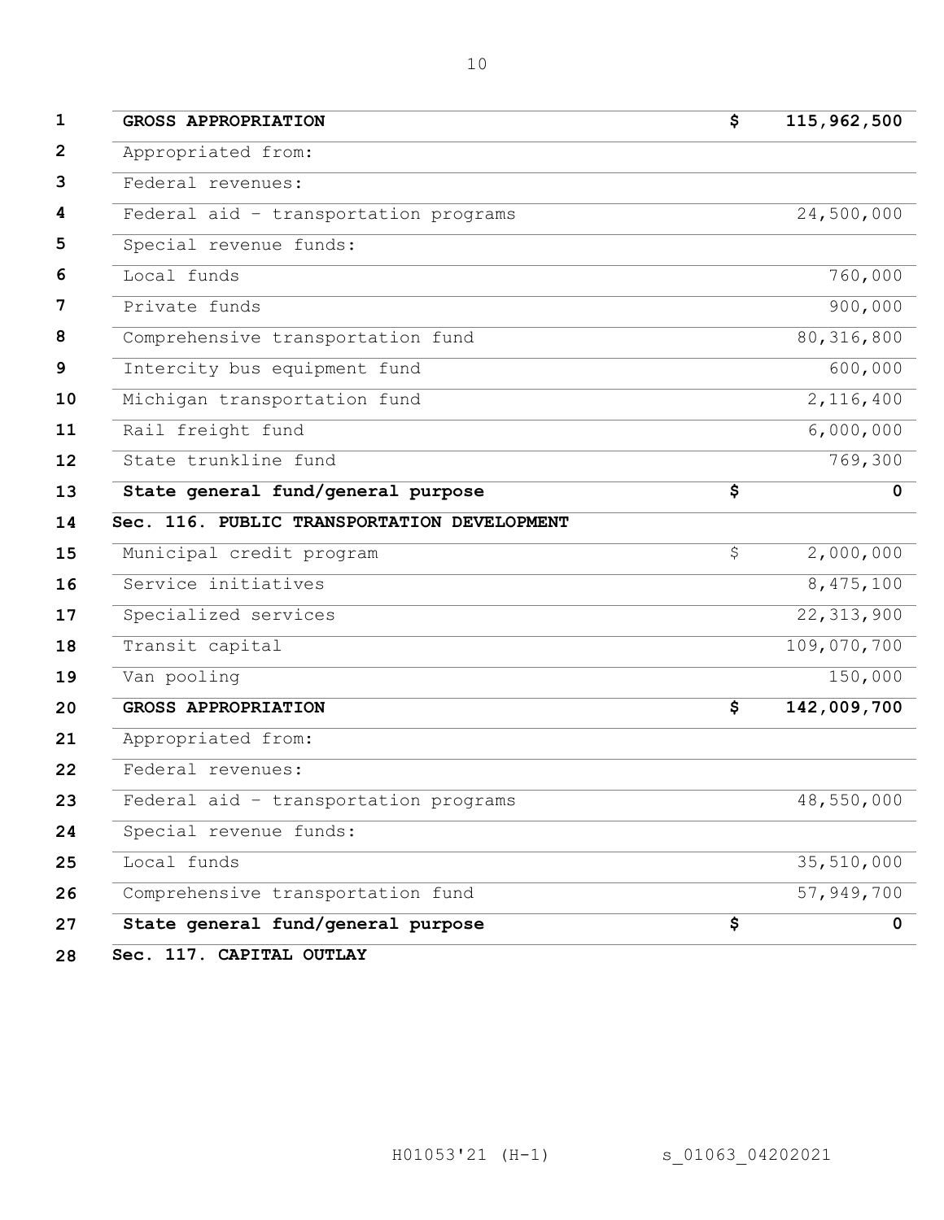| | | |
|---|---|---|
| **GROSS APPROPRIATION** | **$** | **115,962,500** |
| Appropriated from: | | |
| Federal revenues: | | |
| Federal aid - transportation programs | | 24,500,000 |
| Special revenue funds: | | |
| Local funds | | 760,000 |
| Private funds | | 900,000 |
| Comprehensive transportation fund | | 80,316,800 |
| Intercity bus equipment fund | | 600,000 |
| Michigan transportation fund | | 2,116,400 |
| Rail freight fund | | 6,000,000 |
| State trunkline fund | | 769,300 |
| **State general fund/general purpose** | **$** | **0** |

**Sec. 116. PUBLIC TRANSPORTATION DEVELOPMENT**

| | | |
|---|---|---|
| Municipal credit program | $ | 2,000,000 |
| Service initiatives | | 8,475,100 |
| Specialized services | | 22,313,900 |
| Transit capital | | 109,070,700 |
| Van pooling | | 150,000 |
| **GROSS APPROPRIATION** | **$** | **142,009,700** |
| Appropriated from: | | |
| Federal revenues: | | |
| Federal aid - transportation programs | | 48,550,000 |
| Special revenue funds: | | |
| Local funds | | 35,510,000 |
| Comprehensive transportation fund | | 57,949,700 |
| **State general fund/general purpose** | **$** | **0** |

**Sec. 117. CAPITAL OUTLAY**

H01053'21 (H-1) s_01063_04202021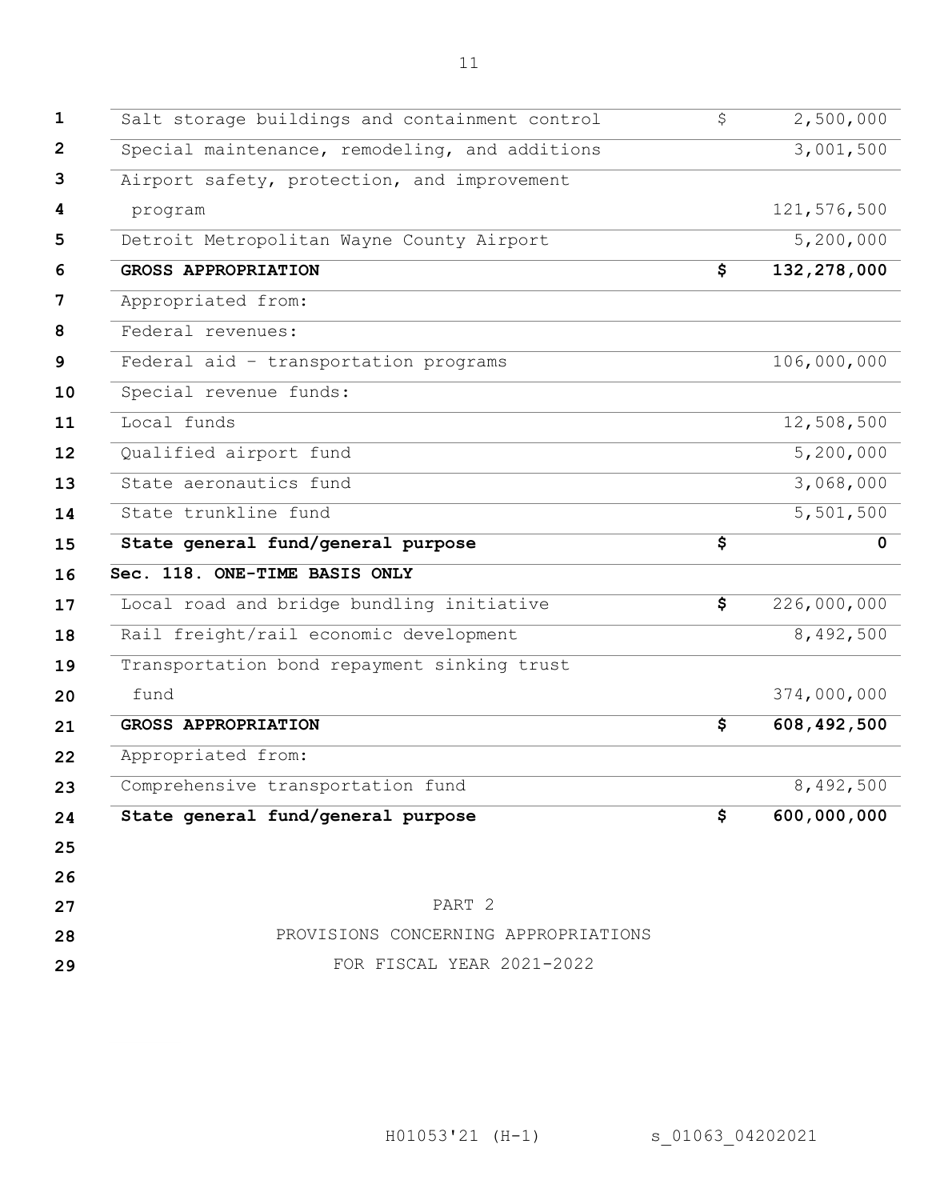| | | |
|---|---|---|
| Salt storage buildings and containment control | $ | 2,500,000 |
| Special maintenance, remodeling, and additions | | 3,001,500 |
| Airport safety, protection, and improvement program | | 121,576,500 |
| Detroit Metropolitan Wayne County Airport | | 5,200,000 |
| **GROSS APPROPRIATION** | **$** | **132,278,000** |
| Appropriated from: | | |
| Federal revenues: | | |
| Federal aid - transportation programs | | 106,000,000 |
| Special revenue funds: | | |
| Local funds | | 12,508,500 |
| Qualified airport fund | | 5,200,000 |
| State aeronautics fund | | 3,068,000 |
| State trunkline fund | | 5,501,500 |
| **State general fund/general purpose** | **$** | **0** |
| **Sec. 118. ONE-TIME BASIS ONLY** | | |
| Local road and bridge bundling initiative | **$** | 226,000,000 |
| Rail freight/rail economic development | | 8,492,500 |
| Transportation bond repayment sinking trust fund | | 374,000,000 |
| **GROSS APPROPRIATION** | **$** | **608,492,500** |
| Appropriated from: | | |
| Comprehensive transportation fund | | 8,492,500 |
| **State general fund/general purpose** | **$** | **600,000,000** |

PART 2

PROVISIONS CONCERNING APPROPRIATIONS

FOR FISCAL YEAR 2021-2022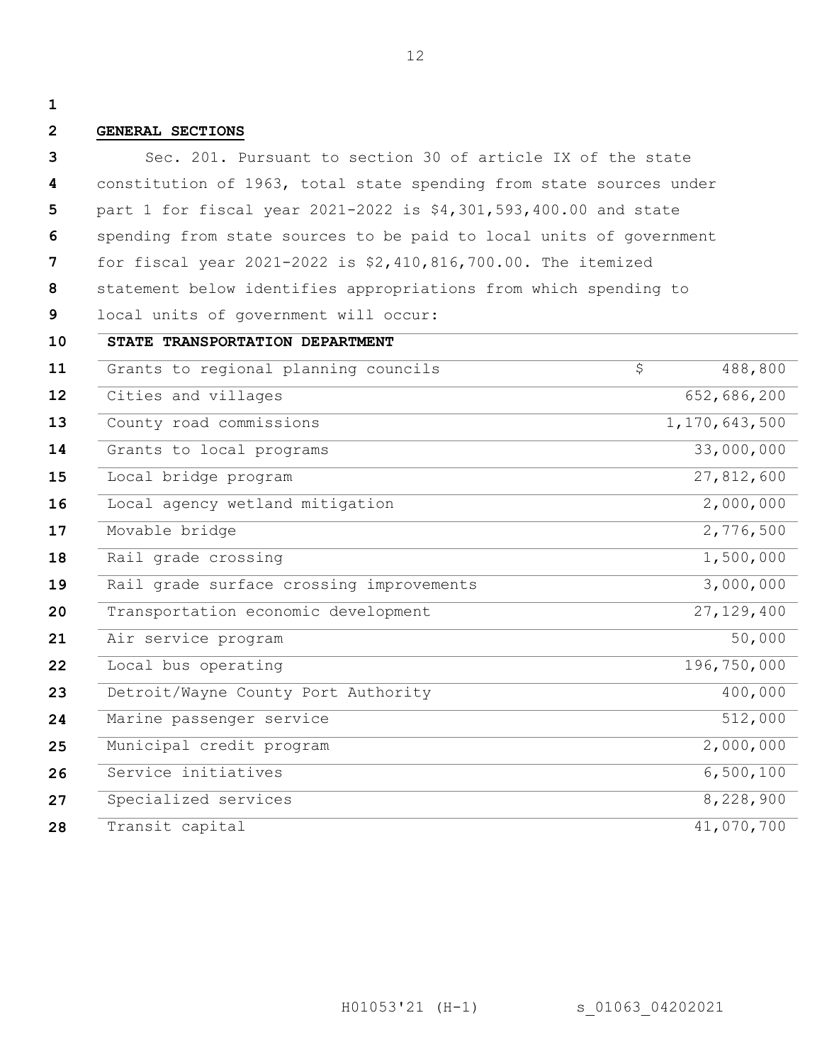## GENERAL SECTIONS

Sec. 201. Pursuant to section 30 of article IX of the state constitution of 1963, total state spending from state sources under part 1 for fiscal year 2021-2022 is $4,301,593,400.00 and state spending from state sources to be paid to local units of government for fiscal year 2021-2022 is $2,410,816,700.00. The itemized statement below identifies appropriations from which spending to local units of government will occur:

| **STATE TRANSPORTATION DEPARTMENT** | |
|---|---|
| Grants to regional planning councils | $ 488,800 |
| Cities and villages | 652,686,200 |
| County road commissions | 1,170,643,500 |
| Grants to local programs | 33,000,000 |
| Local bridge program | 27,812,600 |
| Local agency wetland mitigation | 2,000,000 |
| Movable bridge | 2,776,500 |
| Rail grade crossing | 1,500,000 |
| Rail grade surface crossing improvements | 3,000,000 |
| Transportation economic development | 27,129,400 |
| Air service program | 50,000 |
| Local bus operating | 196,750,000 |
| Detroit/Wayne County Port Authority | 400,000 |
| Marine passenger service | 512,000 |
| Municipal credit program | 2,000,000 |
| Service initiatives | 6,500,100 |
| Specialized services | 8,228,900 |
| Transit capital | 41,070,700 |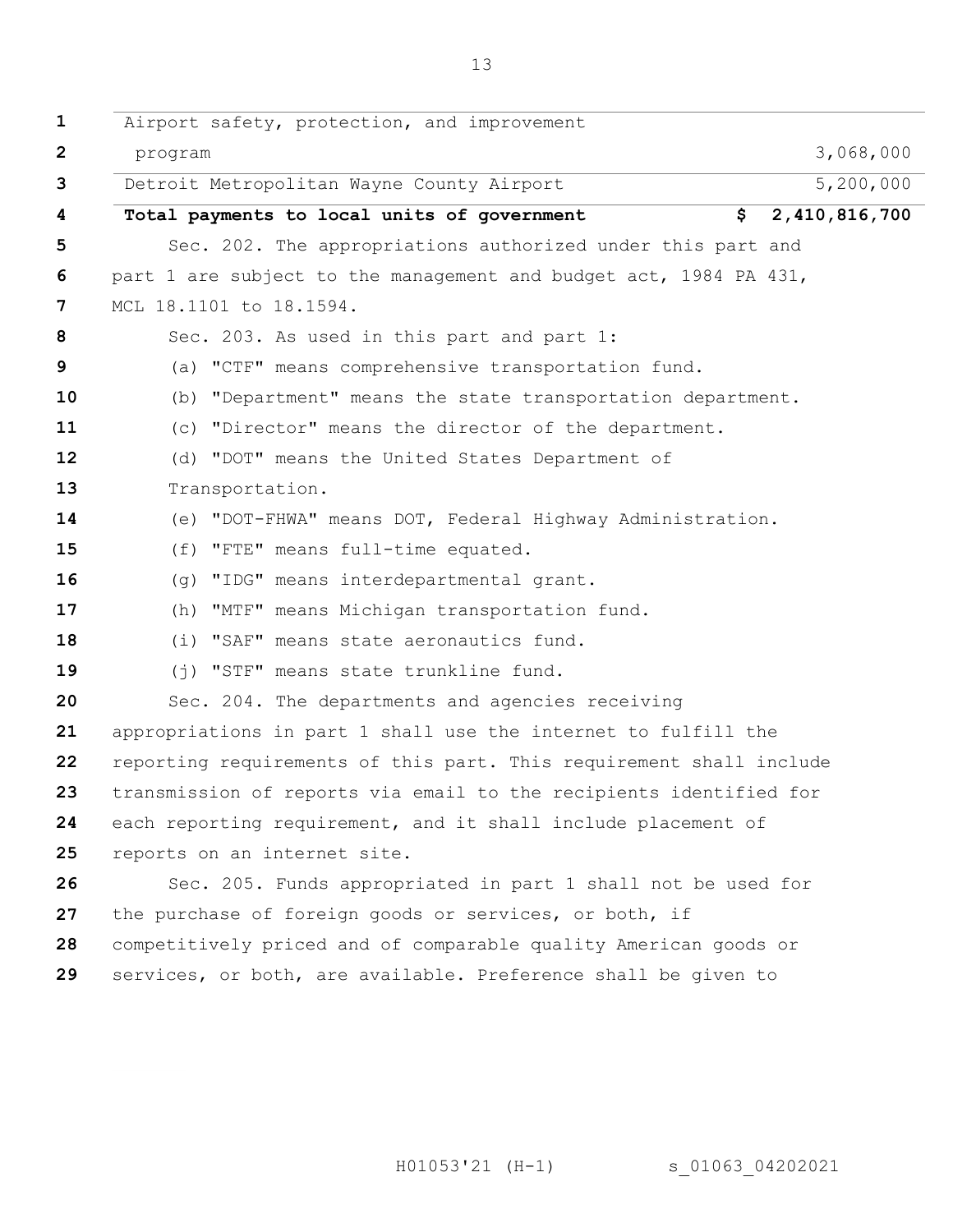| | |
|---|---|
| Airport safety, protection, and improvement program | 3,068,000 |
| Detroit Metropolitan Wayne County Airport | 5,200,000 |
| **Total payments to local units of government** | **$ 2,410,816,700** |

Sec. 202. The appropriations authorized under this part and part 1 are subject to the management and budget act, 1984 PA 431, MCL 18.1101 to 18.1594.

Sec. 203. As used in this part and part 1:

(a) "CTF" means comprehensive transportation fund.

(b) "Department" means the state transportation department.

(c) "Director" means the director of the department.

(d) "DOT" means the United States Department of Transportation.

(e) "DOT-FHWA" means DOT, Federal Highway Administration.

(f) "FTE" means full-time equated.

(g) "IDG" means interdepartmental grant.

(h) "MTF" means Michigan transportation fund.

(i) "SAF" means state aeronautics fund.

(j) "STF" means state trunkline fund.

Sec. 204. The departments and agencies receiving appropriations in part 1 shall use the internet to fulfill the reporting requirements of this part. This requirement shall include transmission of reports via email to the recipients identified for each reporting requirement, and it shall include placement of reports on an internet site.

Sec. 205. Funds appropriated in part 1 shall not be used for the purchase of foreign goods or services, or both, if competitively priced and of comparable quality American goods or services, or both, are available. Preference shall be given to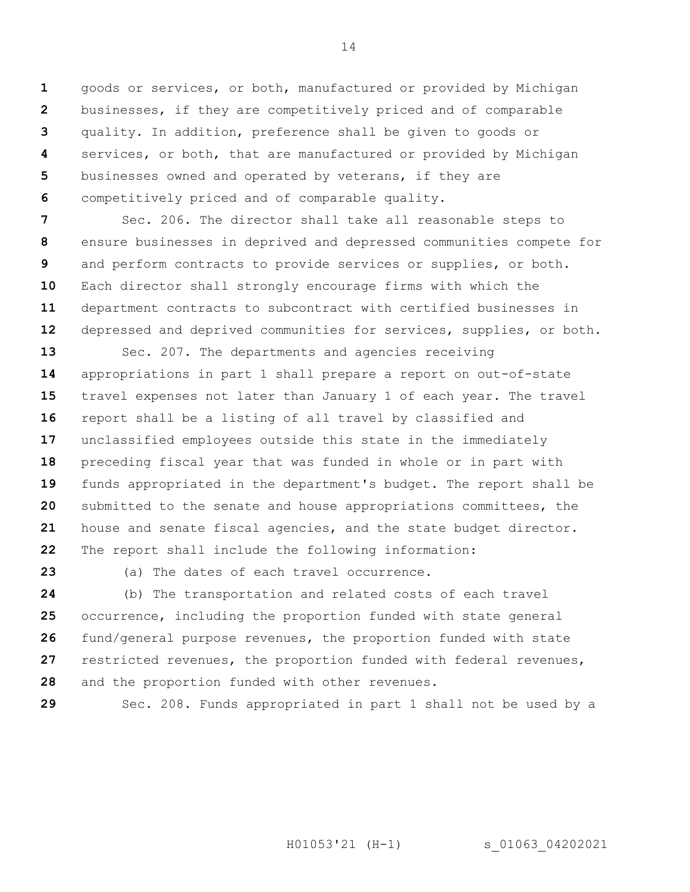goods or services, or both, manufactured or provided by Michigan businesses, if they are competitively priced and of comparable quality. In addition, preference shall be given to goods or services, or both, that are manufactured or provided by Michigan businesses owned and operated by veterans, if they are competitively priced and of comparable quality.

Sec. 206. The director shall take all reasonable steps to ensure businesses in deprived and depressed communities compete for and perform contracts to provide services or supplies, or both. Each director shall strongly encourage firms with which the department contracts to subcontract with certified businesses in depressed and deprived communities for services, supplies, or both.

Sec. 207. The departments and agencies receiving appropriations in part 1 shall prepare a report on out-of-state travel expenses not later than January 1 of each year. The travel report shall be a listing of all travel by classified and unclassified employees outside this state in the immediately preceding fiscal year that was funded in whole or in part with funds appropriated in the department's budget. The report shall be submitted to the senate and house appropriations committees, the house and senate fiscal agencies, and the state budget director. The report shall include the following information:

(a) The dates of each travel occurrence.

(b) The transportation and related costs of each travel occurrence, including the proportion funded with state general fund/general purpose revenues, the proportion funded with state restricted revenues, the proportion funded with federal revenues, and the proportion funded with other revenues.

Sec. 208. Funds appropriated in part 1 shall not be used by a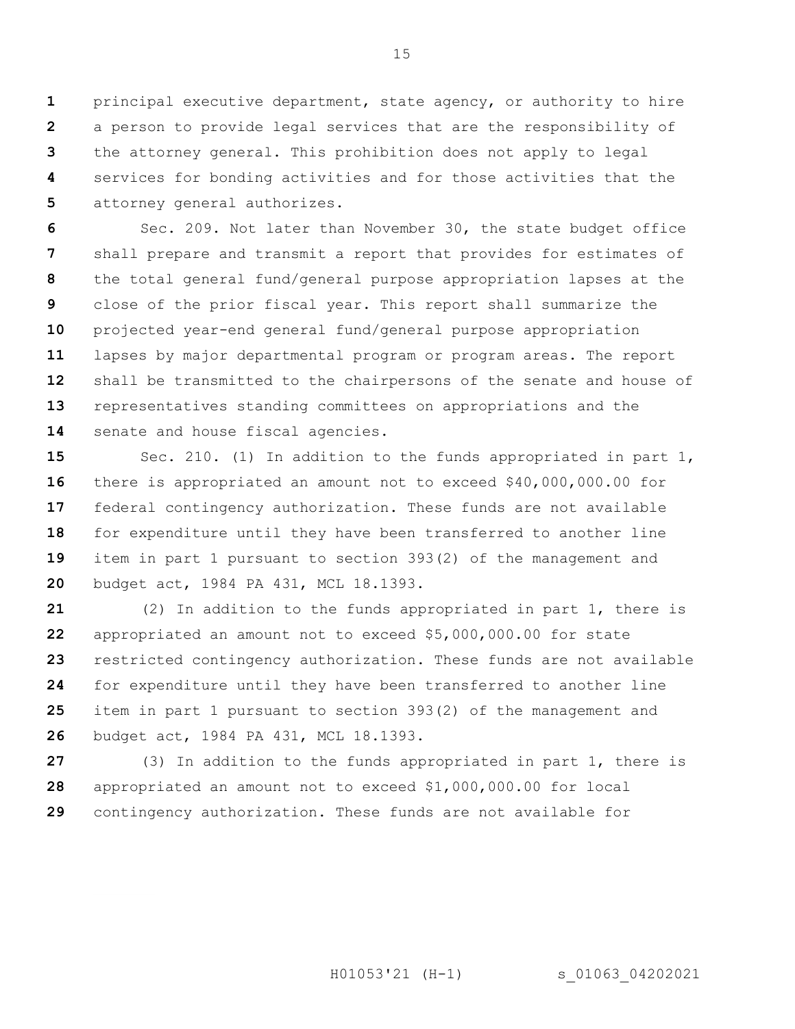principal executive department, state agency, or authority to hire a person to provide legal services that are the responsibility of the attorney general. This prohibition does not apply to legal services for bonding activities and for those activities that the attorney general authorizes.

Sec. 209. Not later than November 30, the state budget office shall prepare and transmit a report that provides for estimates of the total general fund/general purpose appropriation lapses at the close of the prior fiscal year. This report shall summarize the projected year-end general fund/general purpose appropriation lapses by major departmental program or program areas. The report shall be transmitted to the chairpersons of the senate and house of representatives standing committees on appropriations and the senate and house fiscal agencies.

Sec. 210. (1) In addition to the funds appropriated in part 1, there is appropriated an amount not to exceed $40,000,000.00 for federal contingency authorization. These funds are not available for expenditure until they have been transferred to another line item in part 1 pursuant to section 393(2) of the management and budget act, 1984 PA 431, MCL 18.1393.

(2) In addition to the funds appropriated in part 1, there is appropriated an amount not to exceed $5,000,000.00 for state restricted contingency authorization. These funds are not available for expenditure until they have been transferred to another line item in part 1 pursuant to section 393(2) of the management and budget act, 1984 PA 431, MCL 18.1393.

(3) In addition to the funds appropriated in part 1, there is appropriated an amount not to exceed $1,000,000.00 for local contingency authorization. These funds are not available for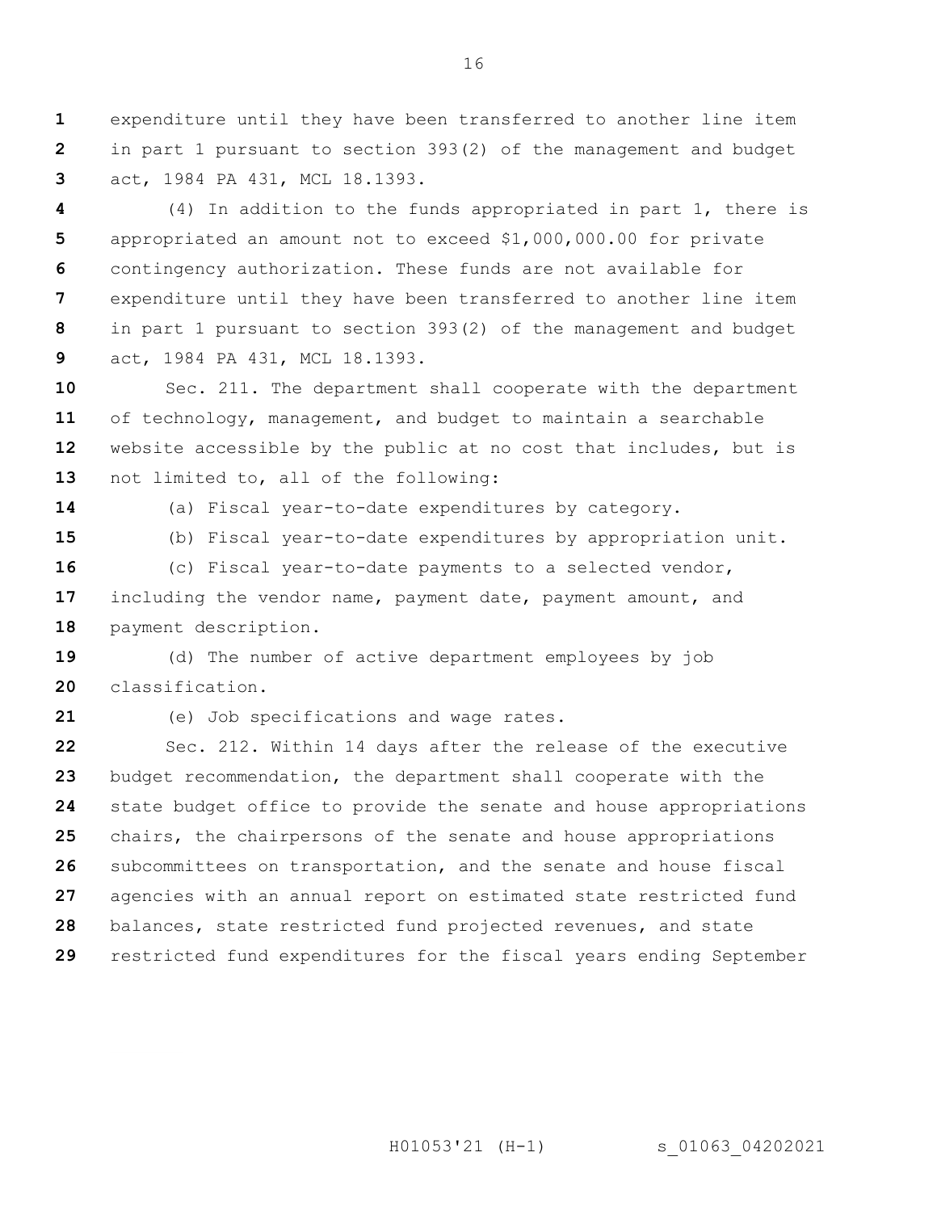expenditure until they have been transferred to another line item in part 1 pursuant to section 393(2) of the management and budget act, 1984 PA 431, MCL 18.1393.

(4) In addition to the funds appropriated in part 1, there is appropriated an amount not to exceed $1,000,000.00 for private contingency authorization. These funds are not available for expenditure until they have been transferred to another line item in part 1 pursuant to section 393(2) of the management and budget act, 1984 PA 431, MCL 18.1393.

Sec. 211. The department shall cooperate with the department of technology, management, and budget to maintain a searchable website accessible by the public at no cost that includes, but is not limited to, all of the following:

(a) Fiscal year-to-date expenditures by category.

(b) Fiscal year-to-date expenditures by appropriation unit.

(c) Fiscal year-to-date payments to a selected vendor, including the vendor name, payment date, payment amount, and payment description.

(d) The number of active department employees by job classification.

(e) Job specifications and wage rates.

Sec. 212. Within 14 days after the release of the executive budget recommendation, the department shall cooperate with the state budget office to provide the senate and house appropriations chairs, the chairpersons of the senate and house appropriations subcommittees on transportation, and the senate and house fiscal agencies with an annual report on estimated state restricted fund balances, state restricted fund projected revenues, and state restricted fund expenditures for the fiscal years ending September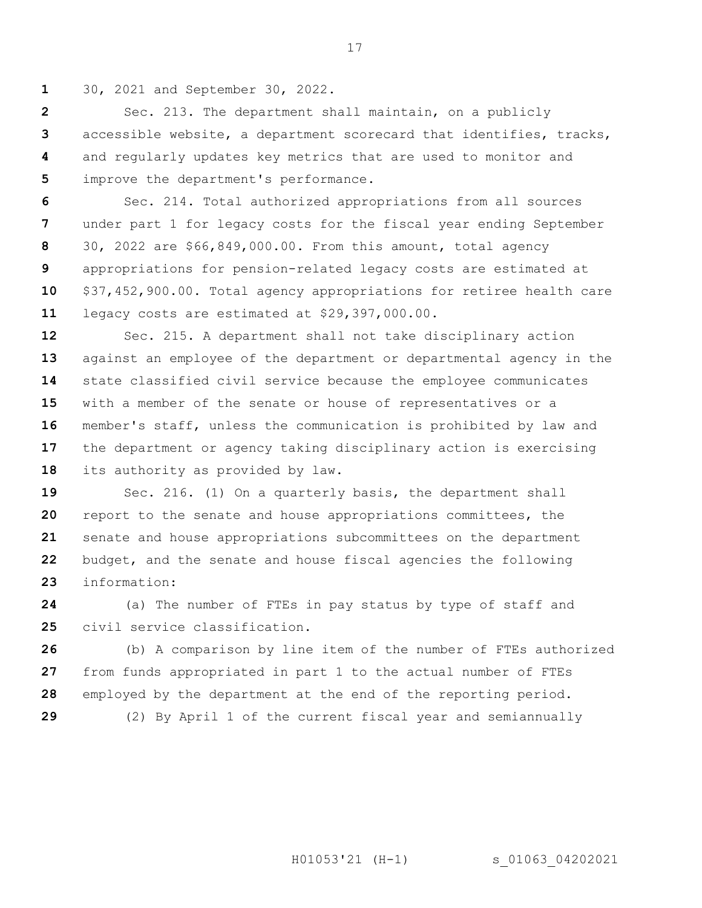30, 2021 and September 30, 2022.

Sec. 213. The department shall maintain, on a publicly accessible website, a department scorecard that identifies, tracks, and regularly updates key metrics that are used to monitor and improve the department's performance.

Sec. 214. Total authorized appropriations from all sources under part 1 for legacy costs for the fiscal year ending September 30, 2022 are $66,849,000.00. From this amount, total agency appropriations for pension-related legacy costs are estimated at $37,452,900.00. Total agency appropriations for retiree health care legacy costs are estimated at $29,397,000.00.

Sec. 215. A department shall not take disciplinary action against an employee of the department or departmental agency in the state classified civil service because the employee communicates with a member of the senate or house of representatives or a member's staff, unless the communication is prohibited by law and the department or agency taking disciplinary action is exercising its authority as provided by law.

Sec. 216. (1) On a quarterly basis, the department shall report to the senate and house appropriations committees, the senate and house appropriations subcommittees on the department budget, and the senate and house fiscal agencies the following information:

(a) The number of FTEs in pay status by type of staff and civil service classification.

(b) A comparison by line item of the number of FTEs authorized from funds appropriated in part 1 to the actual number of FTEs employed by the department at the end of the reporting period.

(2) By April 1 of the current fiscal year and semiannually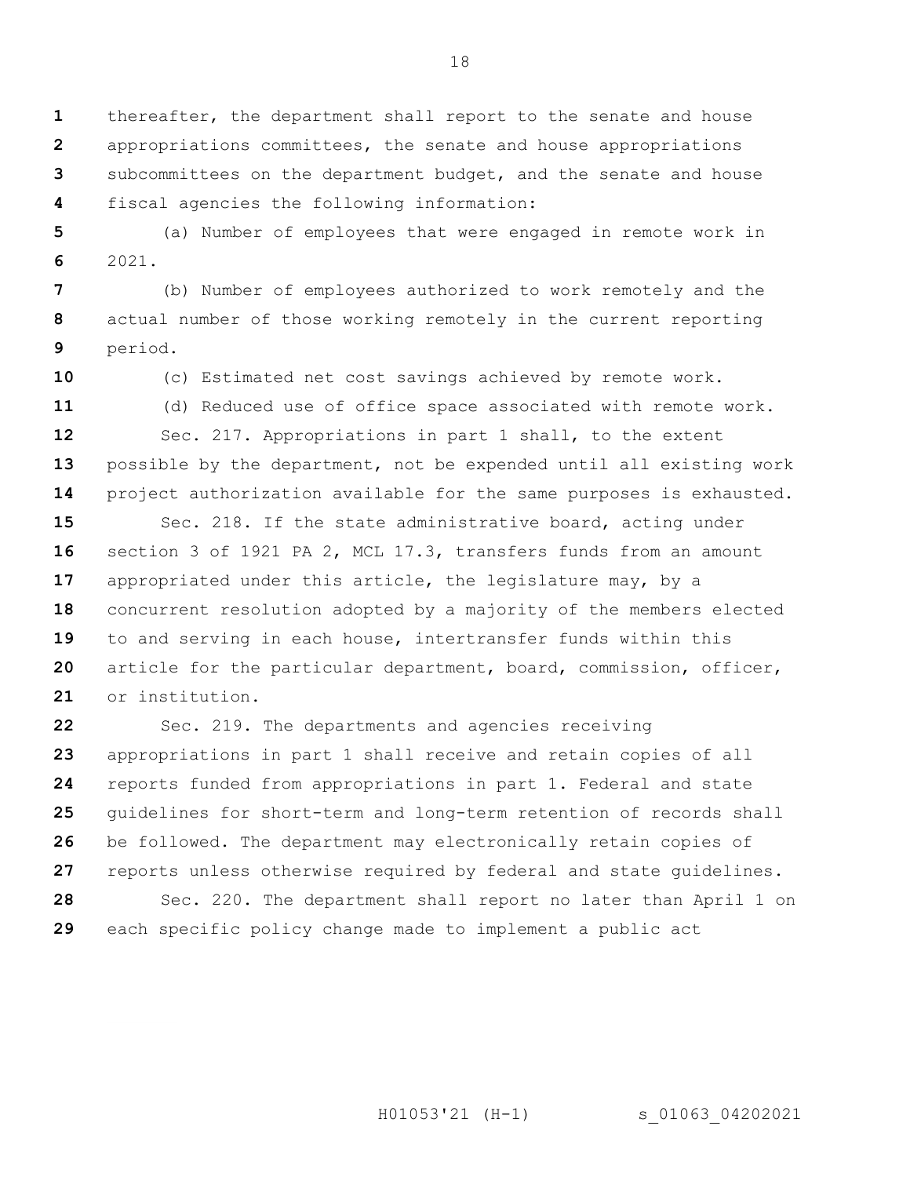thereafter, the department shall report to the senate and house appropriations committees, the senate and house appropriations subcommittees on the department budget, and the senate and house fiscal agencies the following information:

(a) Number of employees that were engaged in remote work in 2021.

(b) Number of employees authorized to work remotely and the actual number of those working remotely in the current reporting period.

(c) Estimated net cost savings achieved by remote work.

(d) Reduced use of office space associated with remote work.

Sec. 217. Appropriations in part 1 shall, to the extent possible by the department, not be expended until all existing work project authorization available for the same purposes is exhausted.

Sec. 218. If the state administrative board, acting under section 3 of 1921 PA 2, MCL 17.3, transfers funds from an amount appropriated under this article, the legislature may, by a concurrent resolution adopted by a majority of the members elected to and serving in each house, intertransfer funds within this article for the particular department, board, commission, officer, or institution.

Sec. 219. The departments and agencies receiving appropriations in part 1 shall receive and retain copies of all reports funded from appropriations in part 1. Federal and state guidelines for short-term and long-term retention of records shall be followed. The department may electronically retain copies of reports unless otherwise required by federal and state guidelines.

Sec. 220. The department shall report no later than April 1 on each specific policy change made to implement a public act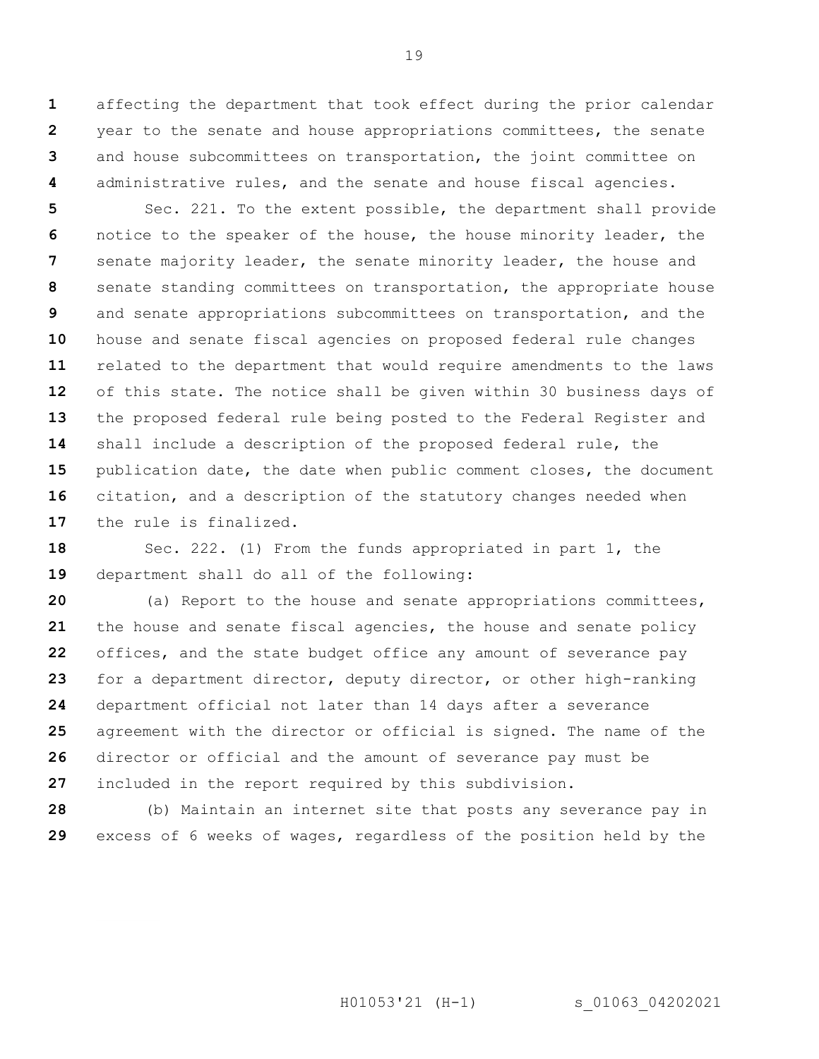affecting the department that took effect during the prior calendar year to the senate and house appropriations committees, the senate and house subcommittees on transportation, the joint committee on administrative rules, and the senate and house fiscal agencies.

Sec. 221. To the extent possible, the department shall provide notice to the speaker of the house, the house minority leader, the senate majority leader, the senate minority leader, the house and senate standing committees on transportation, the appropriate house and senate appropriations subcommittees on transportation, and the house and senate fiscal agencies on proposed federal rule changes related to the department that would require amendments to the laws of this state. The notice shall be given within 30 business days of the proposed federal rule being posted to the Federal Register and shall include a description of the proposed federal rule, the publication date, the date when public comment closes, the document citation, and a description of the statutory changes needed when the rule is finalized.

Sec. 222. (1) From the funds appropriated in part 1, the department shall do all of the following:

(a) Report to the house and senate appropriations committees, the house and senate fiscal agencies, the house and senate policy offices, and the state budget office any amount of severance pay for a department director, deputy director, or other high-ranking department official not later than 14 days after a severance agreement with the director or official is signed. The name of the director or official and the amount of severance pay must be included in the report required by this subdivision.

(b) Maintain an internet site that posts any severance pay in excess of 6 weeks of wages, regardless of the position held by the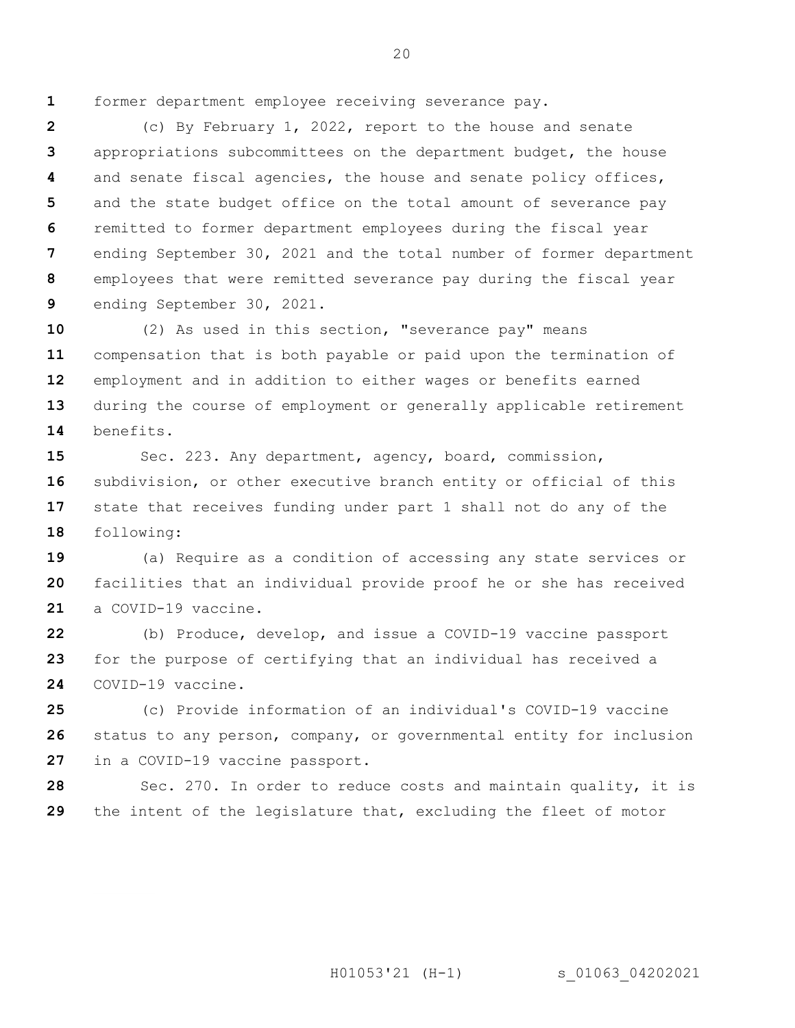former department employee receiving severance pay.

(c) By February 1, 2022, report to the house and senate appropriations subcommittees on the department budget, the house and senate fiscal agencies, the house and senate policy offices, and the state budget office on the total amount of severance pay remitted to former department employees during the fiscal year ending September 30, 2021 and the total number of former department employees that were remitted severance pay during the fiscal year ending September 30, 2021.

(2) As used in this section, "severance pay" means compensation that is both payable or paid upon the termination of employment and in addition to either wages or benefits earned during the course of employment or generally applicable retirement benefits.

Sec. 223. Any department, agency, board, commission, subdivision, or other executive branch entity or official of this state that receives funding under part 1 shall not do any of the following:

(a) Require as a condition of accessing any state services or facilities that an individual provide proof he or she has received a COVID-19 vaccine.

(b) Produce, develop, and issue a COVID-19 vaccine passport for the purpose of certifying that an individual has received a COVID-19 vaccine.

(c) Provide information of an individual's COVID-19 vaccine status to any person, company, or governmental entity for inclusion in a COVID-19 vaccine passport.

Sec. 270. In order to reduce costs and maintain quality, it is the intent of the legislature that, excluding the fleet of motor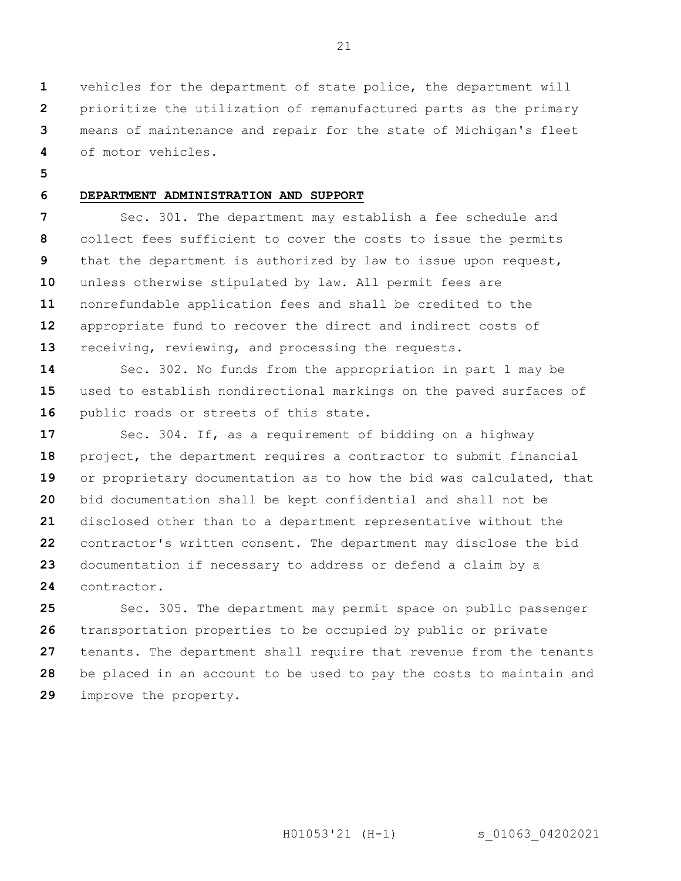vehicles for the department of state police, the department will prioritize the utilization of remanufactured parts as the primary means of maintenance and repair for the state of Michigan's fleet of motor vehicles.

**DEPARTMENT ADMINISTRATION AND SUPPORT**

Sec. 301. The department may establish a fee schedule and collect fees sufficient to cover the costs to issue the permits that the department is authorized by law to issue upon request, unless otherwise stipulated by law. All permit fees are nonrefundable application fees and shall be credited to the appropriate fund to recover the direct and indirect costs of receiving, reviewing, and processing the requests.

Sec. 302. No funds from the appropriation in part 1 may be used to establish nondirectional markings on the paved surfaces of public roads or streets of this state.

Sec. 304. If, as a requirement of bidding on a highway project, the department requires a contractor to submit financial or proprietary documentation as to how the bid was calculated, that bid documentation shall be kept confidential and shall not be disclosed other than to a department representative without the contractor's written consent. The department may disclose the bid documentation if necessary to address or defend a claim by a contractor.

Sec. 305. The department may permit space on public passenger transportation properties to be occupied by public or private tenants. The department shall require that revenue from the tenants be placed in an account to be used to pay the costs to maintain and improve the property.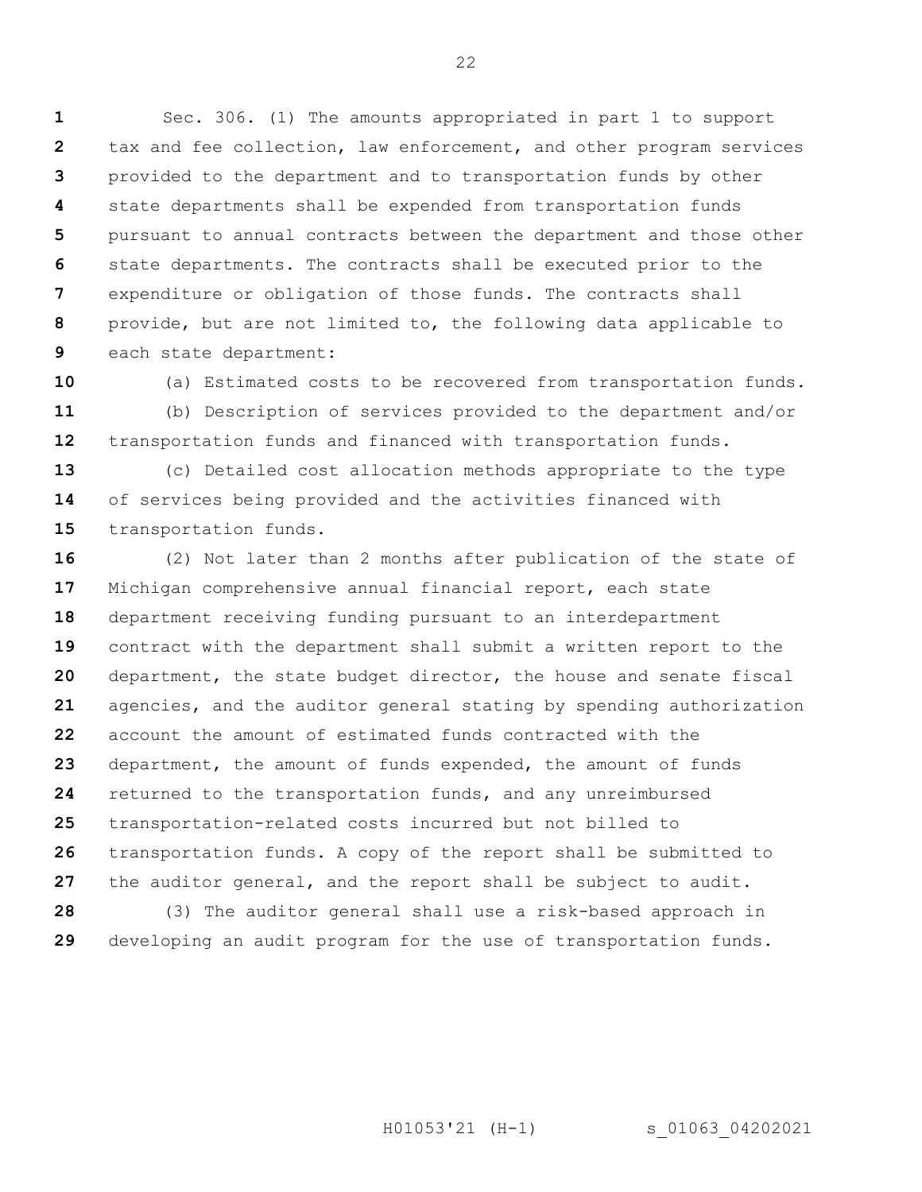Sec. 306. (1) The amounts appropriated in part 1 to support tax and fee collection, law enforcement, and other program services provided to the department and to transportation funds by other state departments shall be expended from transportation funds pursuant to annual contracts between the department and those other state departments. The contracts shall be executed prior to the expenditure or obligation of those funds. The contracts shall provide, but are not limited to, the following data applicable to each state department:

(a) Estimated costs to be recovered from transportation funds.

(b) Description of services provided to the department and/or transportation funds and financed with transportation funds.

(c) Detailed cost allocation methods appropriate to the type of services being provided and the activities financed with transportation funds.

(2) Not later than 2 months after publication of the state of Michigan comprehensive annual financial report, each state department receiving funding pursuant to an interdepartment contract with the department shall submit a written report to the department, the state budget director, the house and senate fiscal agencies, and the auditor general stating by spending authorization account the amount of estimated funds contracted with the department, the amount of funds expended, the amount of funds returned to the transportation funds, and any unreimbursed transportation-related costs incurred but not billed to transportation funds. A copy of the report shall be submitted to the auditor general, and the report shall be subject to audit.

(3) The auditor general shall use a risk-based approach in developing an audit program for the use of transportation funds.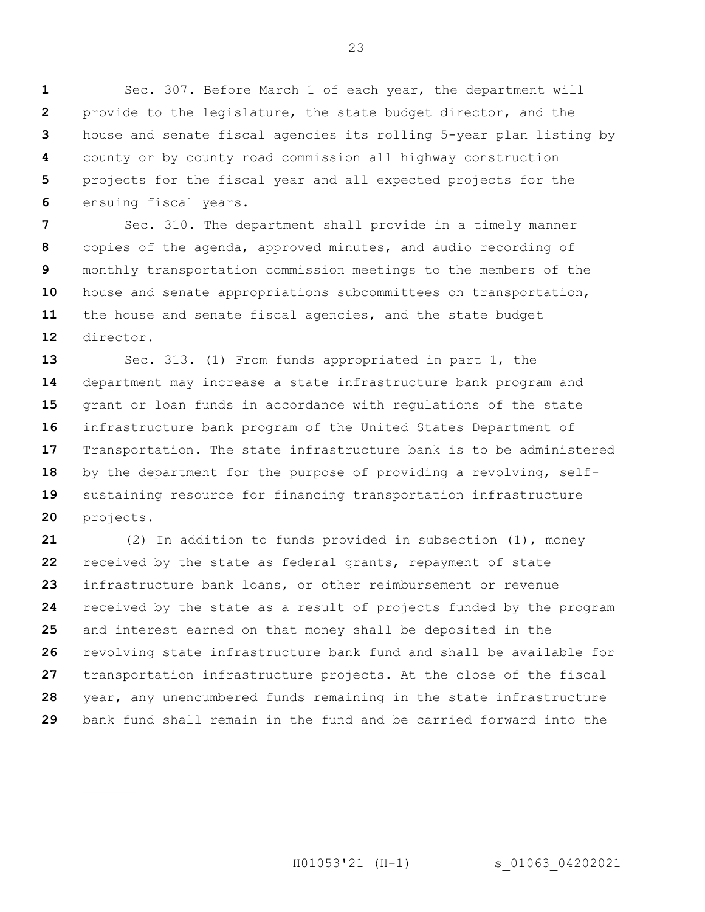Sec. 307. Before March 1 of each year, the department will provide to the legislature, the state budget director, and the house and senate fiscal agencies its rolling 5-year plan listing by county or by county road commission all highway construction projects for the fiscal year and all expected projects for the ensuing fiscal years.

Sec. 310. The department shall provide in a timely manner copies of the agenda, approved minutes, and audio recording of monthly transportation commission meetings to the members of the house and senate appropriations subcommittees on transportation, the house and senate fiscal agencies, and the state budget director.

Sec. 313. (1) From funds appropriated in part 1, the department may increase a state infrastructure bank program and grant or loan funds in accordance with regulations of the state infrastructure bank program of the United States Department of Transportation. The state infrastructure bank is to be administered by the department for the purpose of providing a revolving, self-sustaining resource for financing transportation infrastructure projects.

(2) In addition to funds provided in subsection (1), money received by the state as federal grants, repayment of state infrastructure bank loans, or other reimbursement or revenue received by the state as a result of projects funded by the program and interest earned on that money shall be deposited in the revolving state infrastructure bank fund and shall be available for transportation infrastructure projects. At the close of the fiscal year, any unencumbered funds remaining in the state infrastructure bank fund shall remain in the fund and be carried forward into the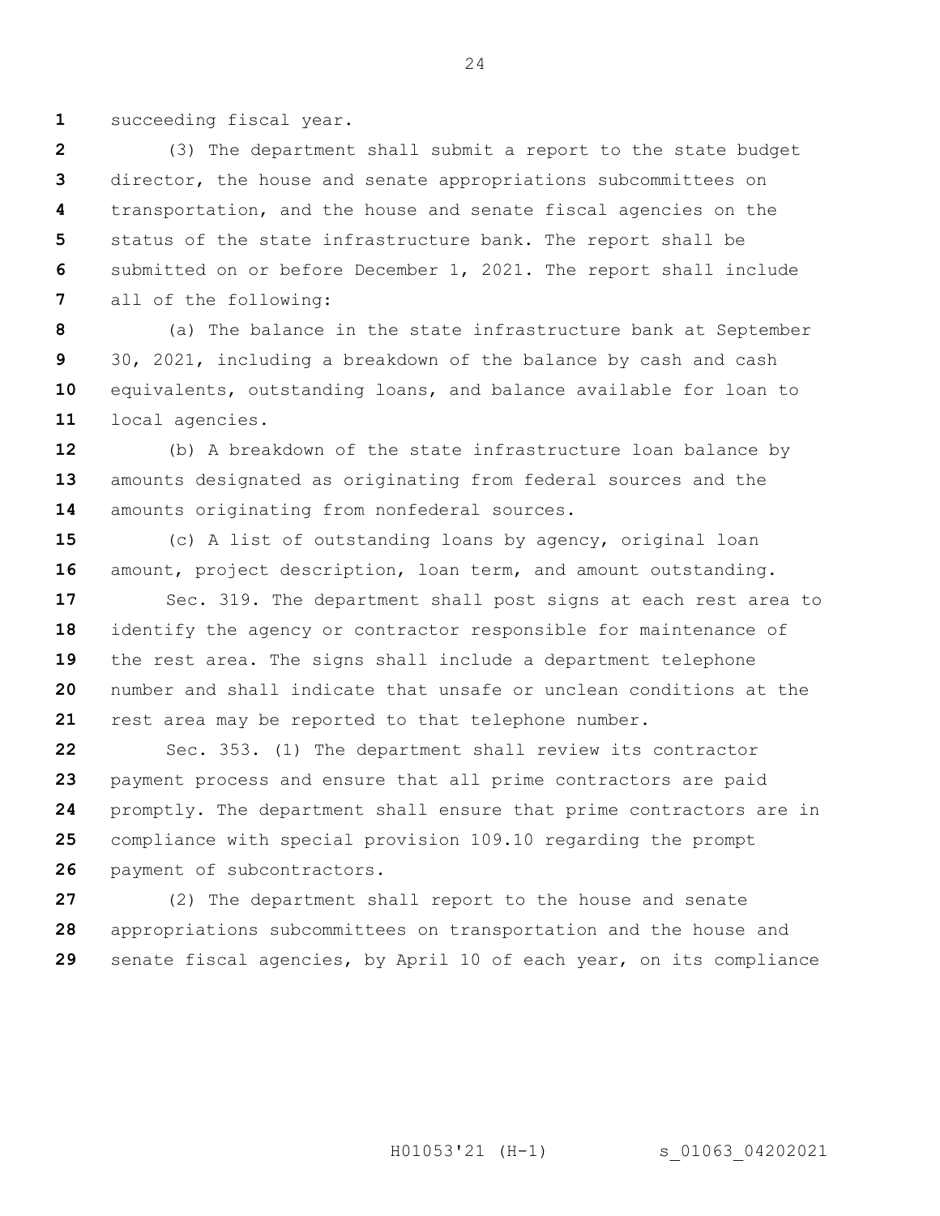succeeding fiscal year.

(3) The department shall submit a report to the state budget director, the house and senate appropriations subcommittees on transportation, and the house and senate fiscal agencies on the status of the state infrastructure bank. The report shall be submitted on or before December 1, 2021. The report shall include all of the following:

(a) The balance in the state infrastructure bank at September 30, 2021, including a breakdown of the balance by cash and cash equivalents, outstanding loans, and balance available for loan to local agencies.

(b) A breakdown of the state infrastructure loan balance by amounts designated as originating from federal sources and the amounts originating from nonfederal sources.

(c) A list of outstanding loans by agency, original loan amount, project description, loan term, and amount outstanding.

Sec. 319. The department shall post signs at each rest area to identify the agency or contractor responsible for maintenance of the rest area. The signs shall include a department telephone number and shall indicate that unsafe or unclean conditions at the rest area may be reported to that telephone number.

Sec. 353. (1) The department shall review its contractor payment process and ensure that all prime contractors are paid promptly. The department shall ensure that prime contractors are in compliance with special provision 109.10 regarding the prompt payment of subcontractors.

(2) The department shall report to the house and senate appropriations subcommittees on transportation and the house and senate fiscal agencies, by April 10 of each year, on its compliance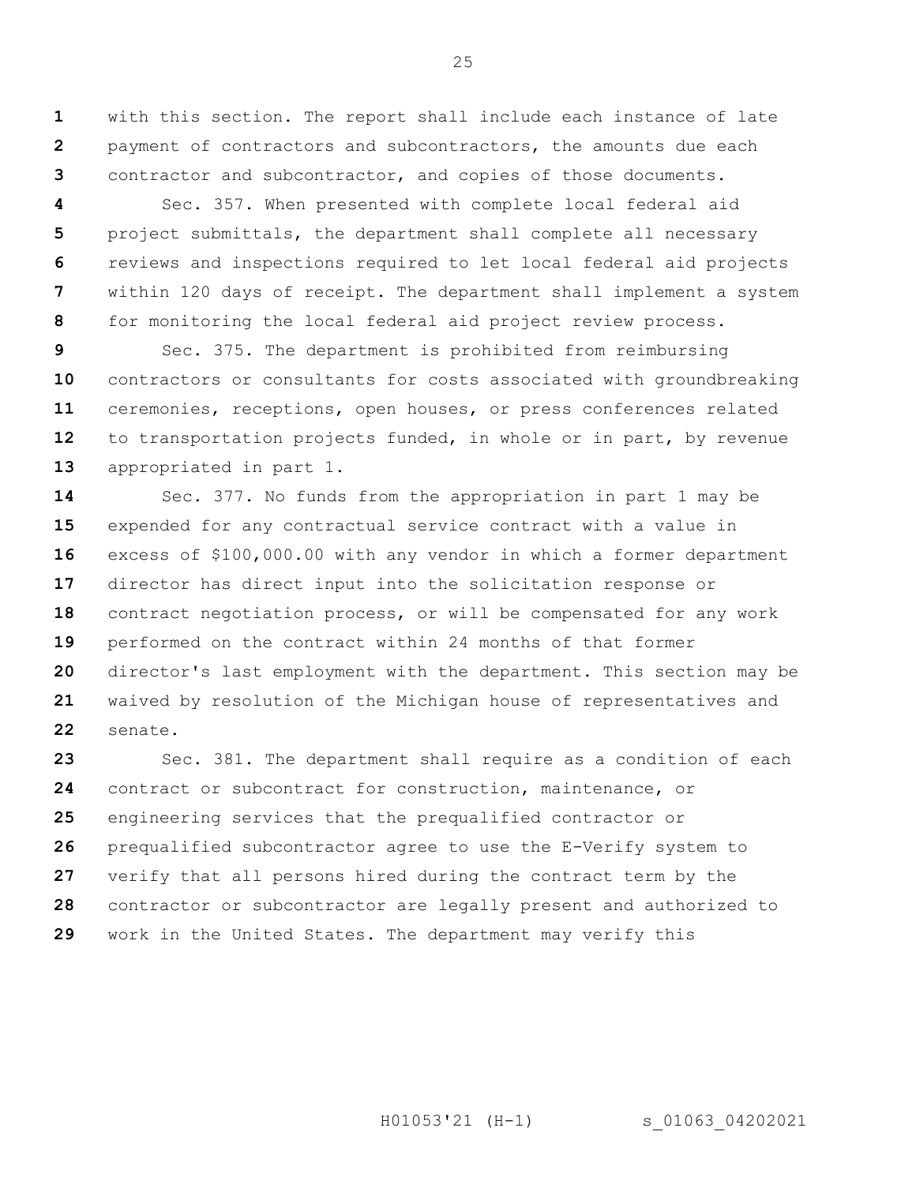with this section. The report shall include each instance of late payment of contractors and subcontractors, the amounts due each contractor and subcontractor, and copies of those documents.

Sec. 357. When presented with complete local federal aid project submittals, the department shall complete all necessary reviews and inspections required to let local federal aid projects within 120 days of receipt. The department shall implement a system for monitoring the local federal aid project review process.

Sec. 375. The department is prohibited from reimbursing contractors or consultants for costs associated with groundbreaking ceremonies, receptions, open houses, or press conferences related to transportation projects funded, in whole or in part, by revenue appropriated in part 1.

Sec. 377. No funds from the appropriation in part 1 may be expended for any contractual service contract with a value in excess of $100,000.00 with any vendor in which a former department director has direct input into the solicitation response or contract negotiation process, or will be compensated for any work performed on the contract within 24 months of that former director's last employment with the department. This section may be waived by resolution of the Michigan house of representatives and senate.

Sec. 381. The department shall require as a condition of each contract or subcontract for construction, maintenance, or engineering services that the prequalified contractor or prequalified subcontractor agree to use the E-Verify system to verify that all persons hired during the contract term by the contractor or subcontractor are legally present and authorized to work in the United States. The department may verify this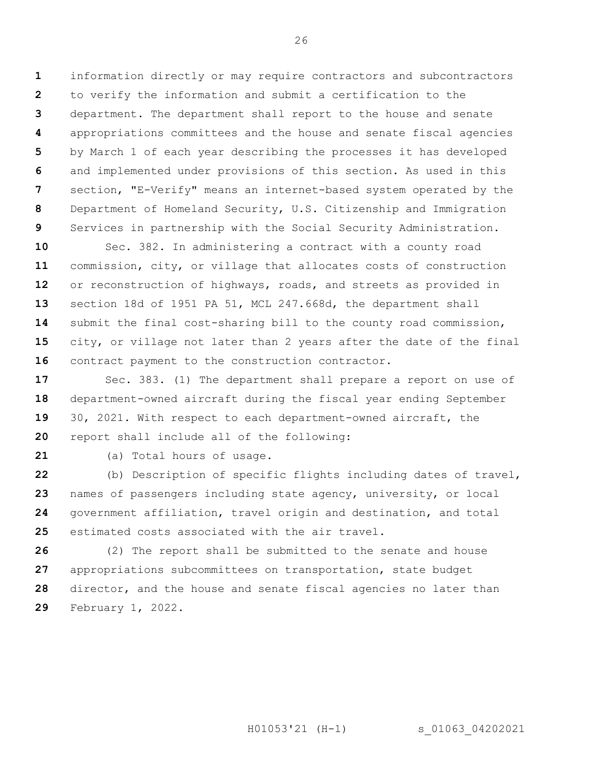information directly or may require contractors and subcontractors to verify the information and submit a certification to the department. The department shall report to the house and senate appropriations committees and the house and senate fiscal agencies by March 1 of each year describing the processes it has developed and implemented under provisions of this section. As used in this section, "E-Verify" means an internet-based system operated by the Department of Homeland Security, U.S. Citizenship and Immigration Services in partnership with the Social Security Administration.

Sec. 382. In administering a contract with a county road commission, city, or village that allocates costs of construction or reconstruction of highways, roads, and streets as provided in section 18d of 1951 PA 51, MCL 247.668d, the department shall submit the final cost-sharing bill to the county road commission, city, or village not later than 2 years after the date of the final contract payment to the construction contractor.

Sec. 383. (1) The department shall prepare a report on use of department-owned aircraft during the fiscal year ending September 30, 2021. With respect to each department-owned aircraft, the report shall include all of the following:

(a) Total hours of usage.

(b) Description of specific flights including dates of travel, names of passengers including state agency, university, or local government affiliation, travel origin and destination, and total estimated costs associated with the air travel.

(2) The report shall be submitted to the senate and house appropriations subcommittees on transportation, state budget director, and the house and senate fiscal agencies no later than February 1, 2022.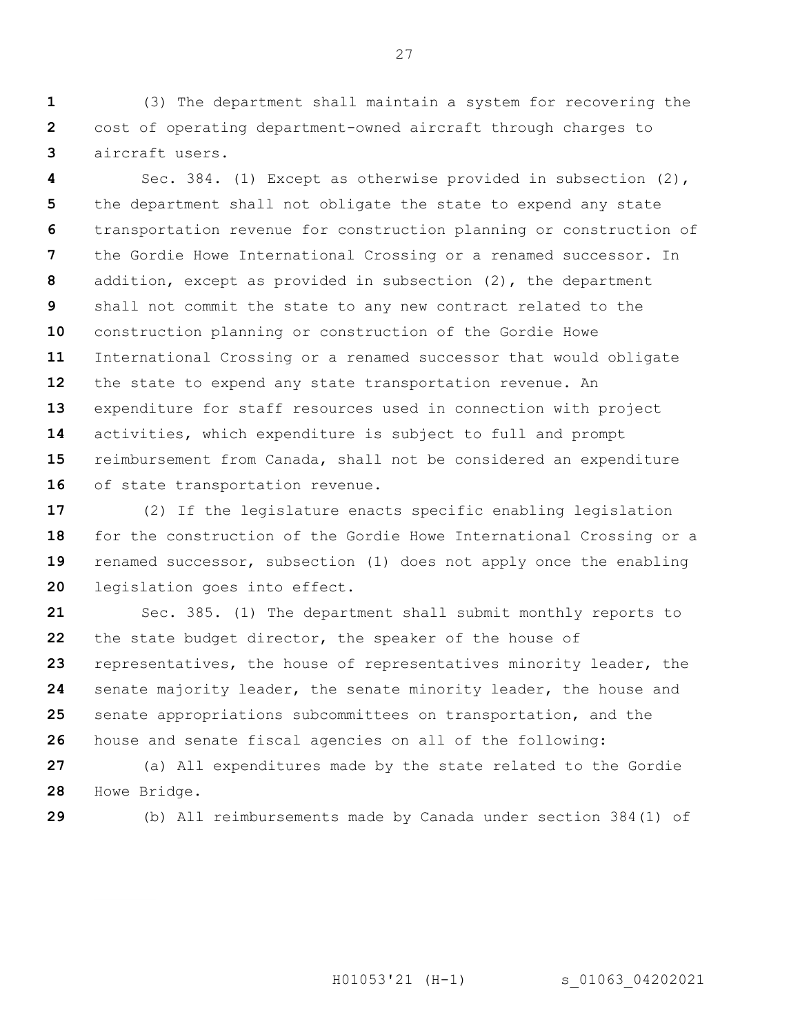(3) The department shall maintain a system for recovering the cost of operating department-owned aircraft through charges to aircraft users.

Sec. 384. (1) Except as otherwise provided in subsection (2), the department shall not obligate the state to expend any state transportation revenue for construction planning or construction of the Gordie Howe International Crossing or a renamed successor. In addition, except as provided in subsection (2), the department shall not commit the state to any new contract related to the construction planning or construction of the Gordie Howe International Crossing or a renamed successor that would obligate the state to expend any state transportation revenue. An expenditure for staff resources used in connection with project activities, which expenditure is subject to full and prompt reimbursement from Canada, shall not be considered an expenditure of state transportation revenue.

(2) If the legislature enacts specific enabling legislation for the construction of the Gordie Howe International Crossing or a renamed successor, subsection (1) does not apply once the enabling legislation goes into effect.

Sec. 385. (1) The department shall submit monthly reports to the state budget director, the speaker of the house of representatives, the house of representatives minority leader, the senate majority leader, the senate minority leader, the house and senate appropriations subcommittees on transportation, and the house and senate fiscal agencies on all of the following:

(a) All expenditures made by the state related to the Gordie Howe Bridge.

(b) All reimbursements made by Canada under section 384(1) of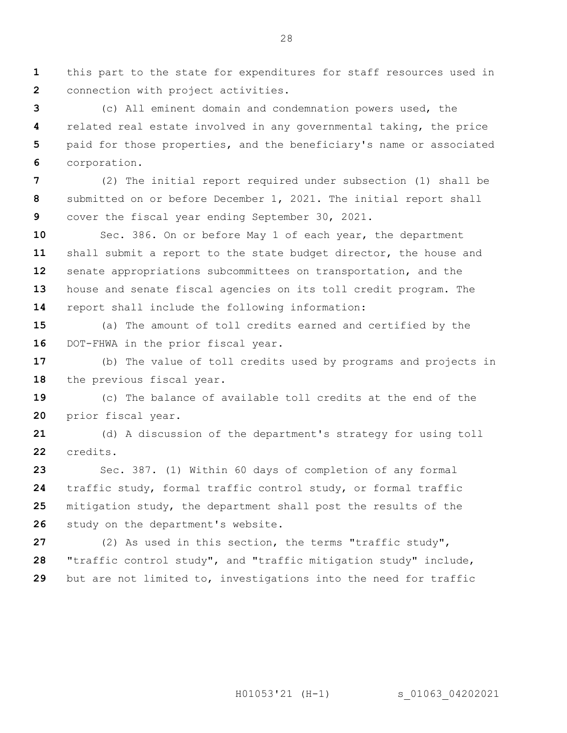this part to the state for expenditures for staff resources used in connection with project activities.

(c) All eminent domain and condemnation powers used, the related real estate involved in any governmental taking, the price paid for those properties, and the beneficiary's name or associated corporation.

(2) The initial report required under subsection (1) shall be submitted on or before December 1, 2021. The initial report shall cover the fiscal year ending September 30, 2021.

Sec. 386. On or before May 1 of each year, the department shall submit a report to the state budget director, the house and senate appropriations subcommittees on transportation, and the house and senate fiscal agencies on its toll credit program. The report shall include the following information:

(a) The amount of toll credits earned and certified by the DOT-FHWA in the prior fiscal year.

(b) The value of toll credits used by programs and projects in the previous fiscal year.

(c) The balance of available toll credits at the end of the prior fiscal year.

(d) A discussion of the department's strategy for using toll credits.

Sec. 387. (1) Within 60 days of completion of any formal traffic study, formal traffic control study, or formal traffic mitigation study, the department shall post the results of the study on the department's website.

(2) As used in this section, the terms "traffic study", "traffic control study", and "traffic mitigation study" include, but are not limited to, investigations into the need for traffic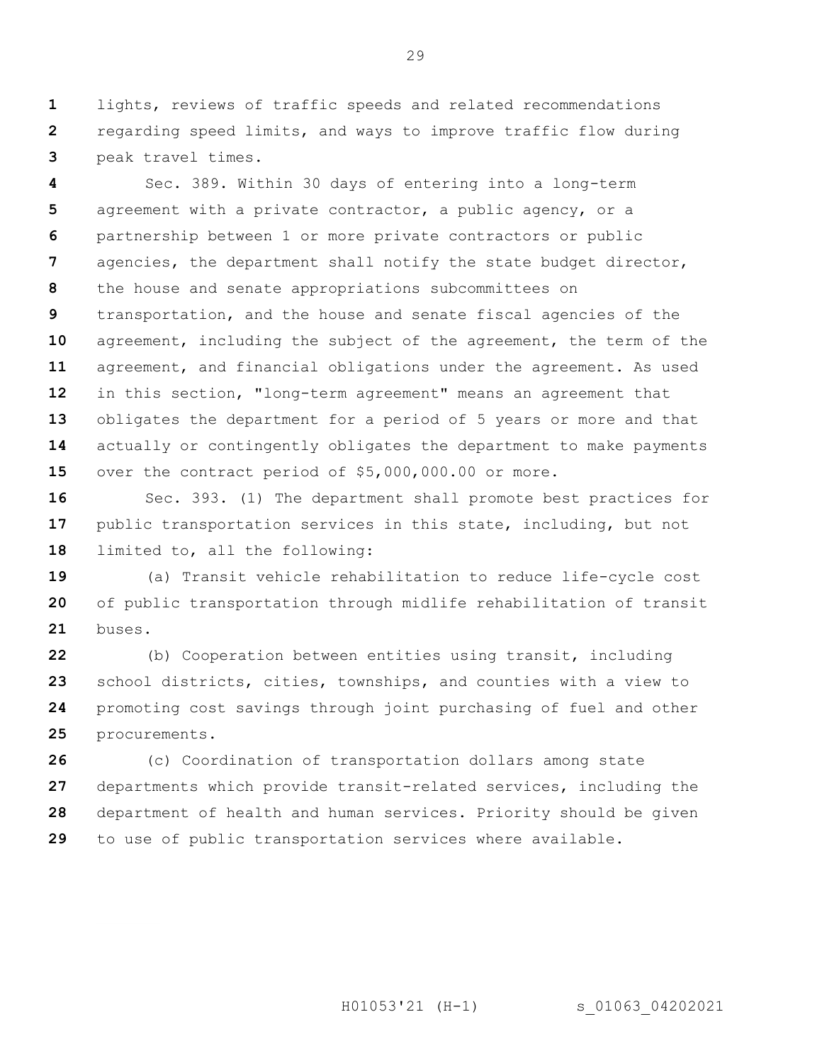lights, reviews of traffic speeds and related recommendations regarding speed limits, and ways to improve traffic flow during peak travel times.

Sec. 389. Within 30 days of entering into a long-term agreement with a private contractor, a public agency, or a partnership between 1 or more private contractors or public agencies, the department shall notify the state budget director, the house and senate appropriations subcommittees on transportation, and the house and senate fiscal agencies of the agreement, including the subject of the agreement, the term of the agreement, and financial obligations under the agreement. As used in this section, "long-term agreement" means an agreement that obligates the department for a period of 5 years or more and that actually or contingently obligates the department to make payments over the contract period of $5,000,000.00 or more.

Sec. 393. (1) The department shall promote best practices for public transportation services in this state, including, but not limited to, all the following:

(a) Transit vehicle rehabilitation to reduce life-cycle cost of public transportation through midlife rehabilitation of transit buses.

(b) Cooperation between entities using transit, including school districts, cities, townships, and counties with a view to promoting cost savings through joint purchasing of fuel and other procurements.

(c) Coordination of transportation dollars among state departments which provide transit-related services, including the department of health and human services. Priority should be given to use of public transportation services where available.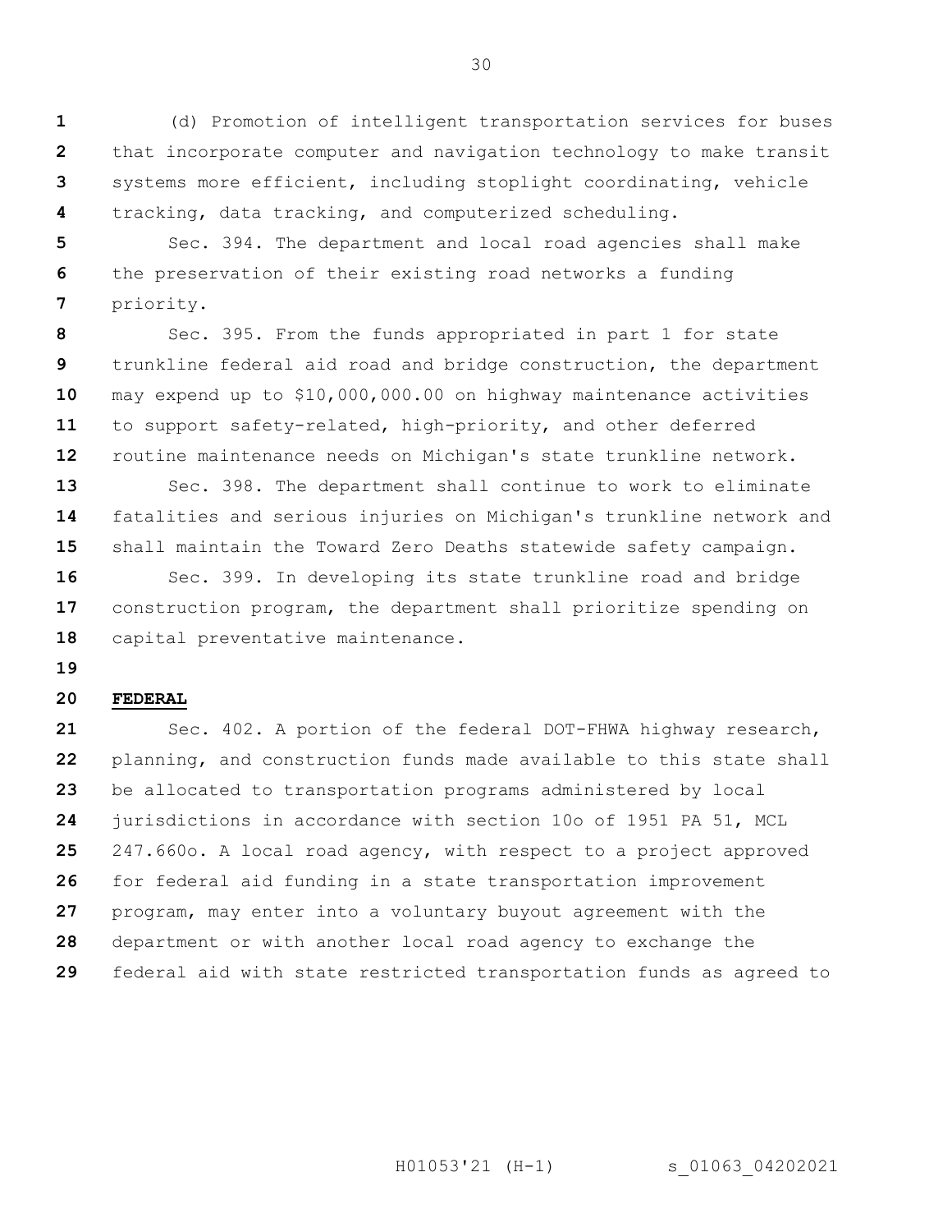(d) Promotion of intelligent transportation services for buses that incorporate computer and navigation technology to make transit systems more efficient, including stoplight coordinating, vehicle tracking, data tracking, and computerized scheduling.

Sec. 394. The department and local road agencies shall make the preservation of their existing road networks a funding priority.

Sec. 395. From the funds appropriated in part 1 for state trunkline federal aid road and bridge construction, the department may expend up to $10,000,000.00 on highway maintenance activities to support safety-related, high-priority, and other deferred routine maintenance needs on Michigan's state trunkline network.

Sec. 398. The department shall continue to work to eliminate fatalities and serious injuries on Michigan's trunkline network and shall maintain the Toward Zero Deaths statewide safety campaign.

Sec. 399. In developing its state trunkline road and bridge construction program, the department shall prioritize spending on capital preventative maintenance.

**FEDERAL**

Sec. 402. A portion of the federal DOT-FHWA highway research, planning, and construction funds made available to this state shall be allocated to transportation programs administered by local jurisdictions in accordance with section 10o of 1951 PA 51, MCL 247.660o. A local road agency, with respect to a project approved for federal aid funding in a state transportation improvement program, may enter into a voluntary buyout agreement with the department or with another local road agency to exchange the federal aid with state restricted transportation funds as agreed to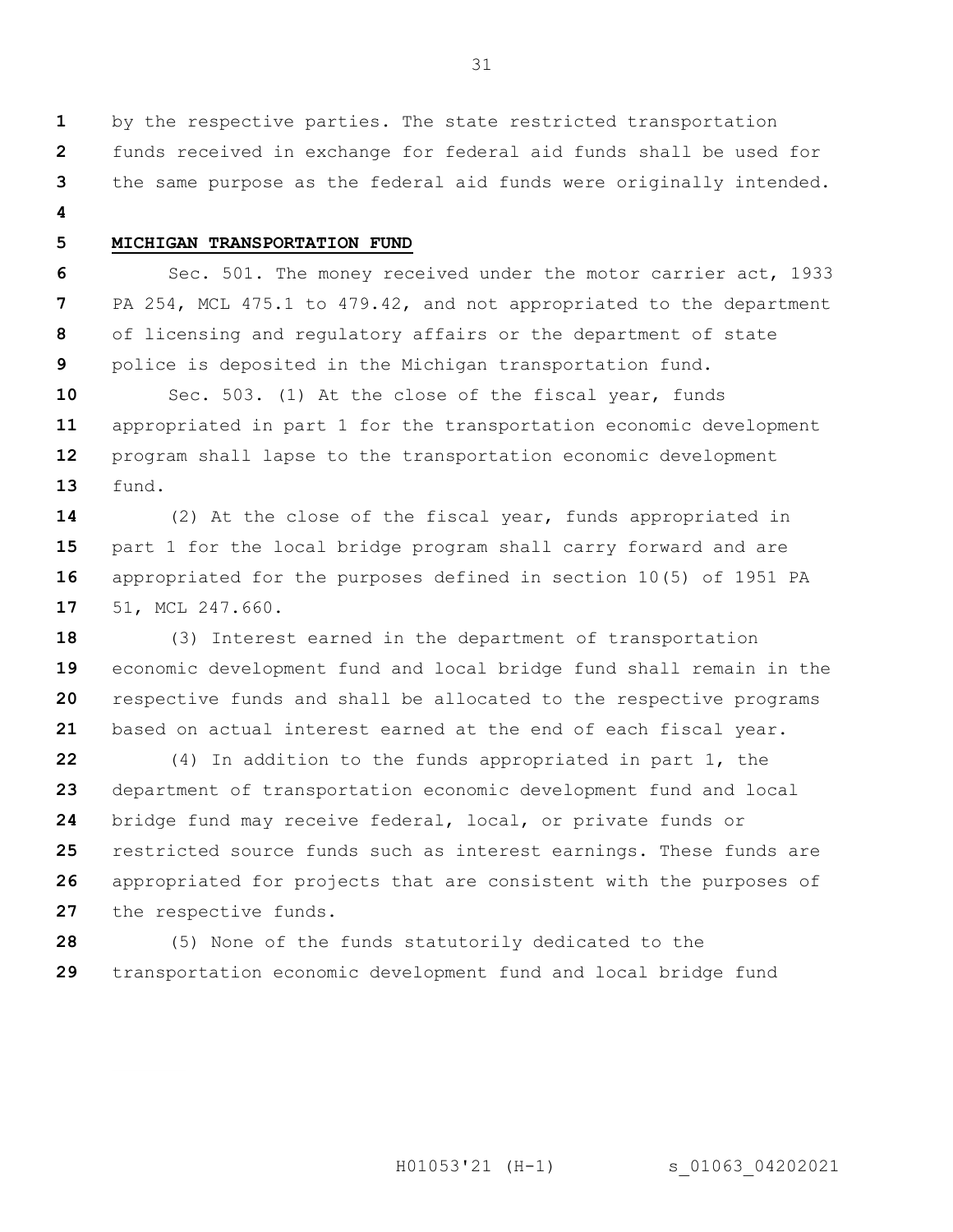by the respective parties. The state restricted transportation funds received in exchange for federal aid funds shall be used for the same purpose as the federal aid funds were originally intended.

**MICHIGAN TRANSPORTATION FUND**

Sec. 501. The money received under the motor carrier act, 1933 PA 254, MCL 475.1 to 479.42, and not appropriated to the department of licensing and regulatory affairs or the department of state police is deposited in the Michigan transportation fund.

Sec. 503. (1) At the close of the fiscal year, funds appropriated in part 1 for the transportation economic development program shall lapse to the transportation economic development fund.

(2) At the close of the fiscal year, funds appropriated in part 1 for the local bridge program shall carry forward and are appropriated for the purposes defined in section 10(5) of 1951 PA 51, MCL 247.660.

(3) Interest earned in the department of transportation economic development fund and local bridge fund shall remain in the respective funds and shall be allocated to the respective programs based on actual interest earned at the end of each fiscal year.

(4) In addition to the funds appropriated in part 1, the department of transportation economic development fund and local bridge fund may receive federal, local, or private funds or restricted source funds such as interest earnings. These funds are appropriated for projects that are consistent with the purposes of the respective funds.

(5) None of the funds statutorily dedicated to the transportation economic development fund and local bridge fund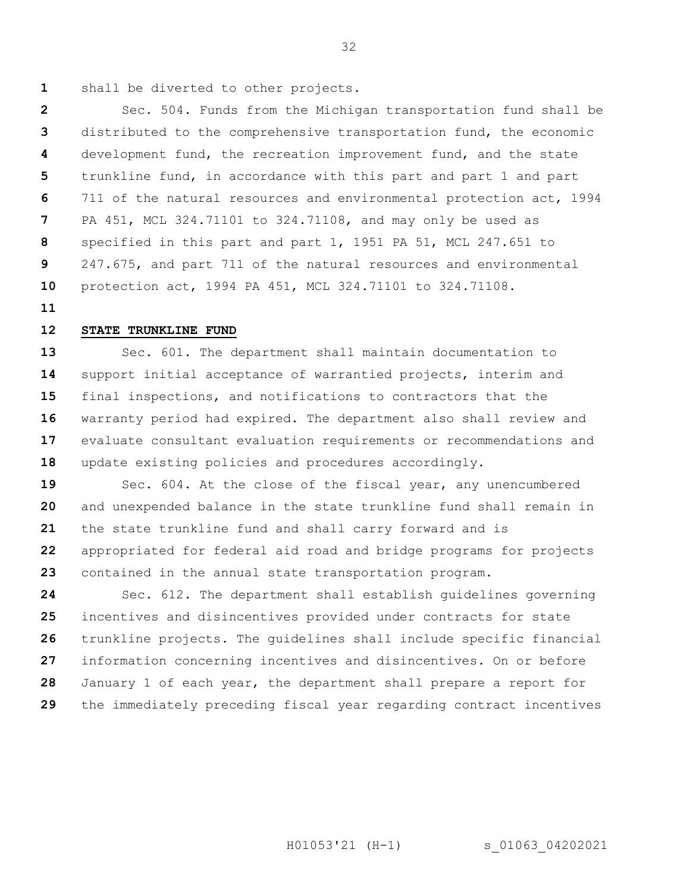shall be diverted to other projects.

Sec. 504. Funds from the Michigan transportation fund shall be distributed to the comprehensive transportation fund, the economic development fund, the recreation improvement fund, and the state trunkline fund, in accordance with this part and part 1 and part 711 of the natural resources and environmental protection act, 1994 PA 451, MCL 324.71101 to 324.71108, and may only be used as specified in this part and part 1, 1951 PA 51, MCL 247.651 to 247.675, and part 711 of the natural resources and environmental protection act, 1994 PA 451, MCL 324.71101 to 324.71108.

**STATE TRUNKLINE FUND**

Sec. 601. The department shall maintain documentation to support initial acceptance of warrantied projects, interim and final inspections, and notifications to contractors that the warranty period had expired. The department also shall review and evaluate consultant evaluation requirements or recommendations and update existing policies and procedures accordingly.

Sec. 604. At the close of the fiscal year, any unencumbered and unexpended balance in the state trunkline fund shall remain in the state trunkline fund and shall carry forward and is appropriated for federal aid road and bridge programs for projects contained in the annual state transportation program.

Sec. 612. The department shall establish guidelines governing incentives and disincentives provided under contracts for state trunkline projects. The guidelines shall include specific financial information concerning incentives and disincentives. On or before January 1 of each year, the department shall prepare a report for the immediately preceding fiscal year regarding contract incentives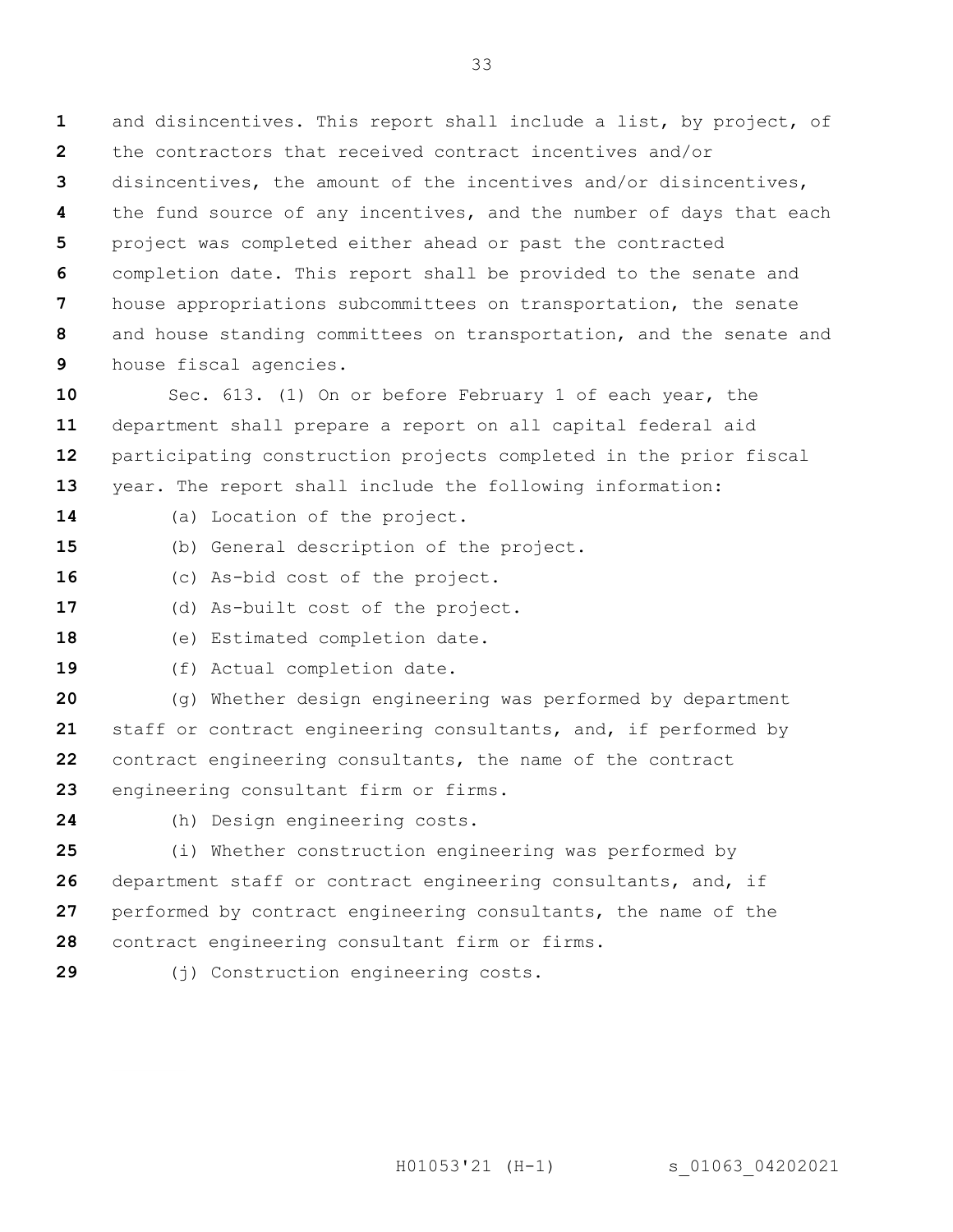and disincentives. This report shall include a list, by project, of the contractors that received contract incentives and/or disincentives, the amount of the incentives and/or disincentives, the fund source of any incentives, and the number of days that each project was completed either ahead or past the contracted completion date. This report shall be provided to the senate and house appropriations subcommittees on transportation, the senate and house standing committees on transportation, and the senate and house fiscal agencies.

Sec. 613. (1) On or before February 1 of each year, the department shall prepare a report on all capital federal aid participating construction projects completed in the prior fiscal year. The report shall include the following information:

(a) Location of the project.

(b) General description of the project.

(c) As-bid cost of the project.

(d) As-built cost of the project.

(e) Estimated completion date.

(f) Actual completion date.

(g) Whether design engineering was performed by department staff or contract engineering consultants, and, if performed by contract engineering consultants, the name of the contract engineering consultant firm or firms.

(h) Design engineering costs.

(i) Whether construction engineering was performed by department staff or contract engineering consultants, and, if performed by contract engineering consultants, the name of the contract engineering consultant firm or firms.

(j) Construction engineering costs.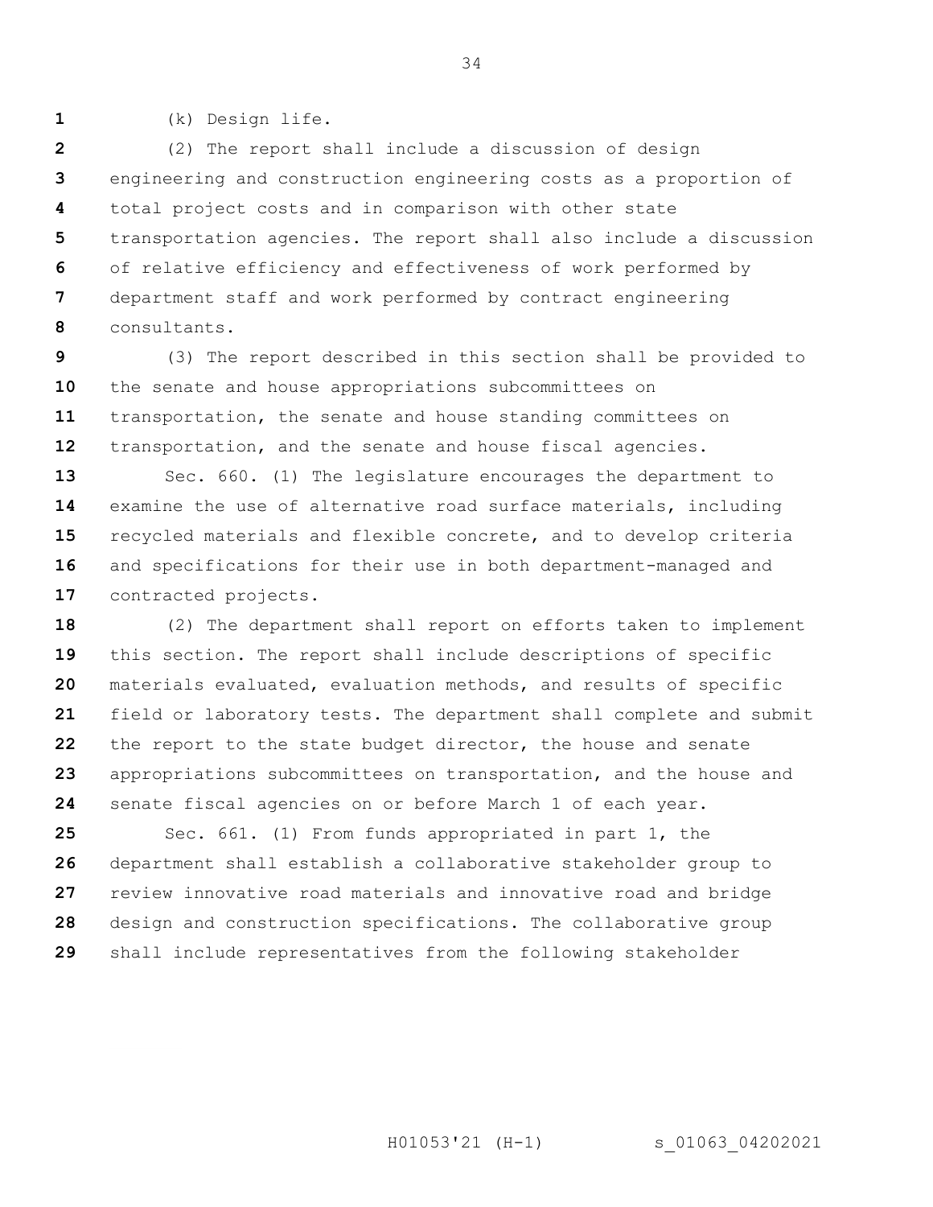(k) Design life.

(2) The report shall include a discussion of design engineering and construction engineering costs as a proportion of total project costs and in comparison with other state transportation agencies. The report shall also include a discussion of relative efficiency and effectiveness of work performed by department staff and work performed by contract engineering consultants.

(3) The report described in this section shall be provided to the senate and house appropriations subcommittees on transportation, the senate and house standing committees on transportation, and the senate and house fiscal agencies.

Sec. 660. (1) The legislature encourages the department to examine the use of alternative road surface materials, including recycled materials and flexible concrete, and to develop criteria and specifications for their use in both department-managed and contracted projects.

(2) The department shall report on efforts taken to implement this section. The report shall include descriptions of specific materials evaluated, evaluation methods, and results of specific field or laboratory tests. The department shall complete and submit the report to the state budget director, the house and senate appropriations subcommittees on transportation, and the house and senate fiscal agencies on or before March 1 of each year.

Sec. 661. (1) From funds appropriated in part 1, the department shall establish a collaborative stakeholder group to review innovative road materials and innovative road and bridge design and construction specifications. The collaborative group shall include representatives from the following stakeholder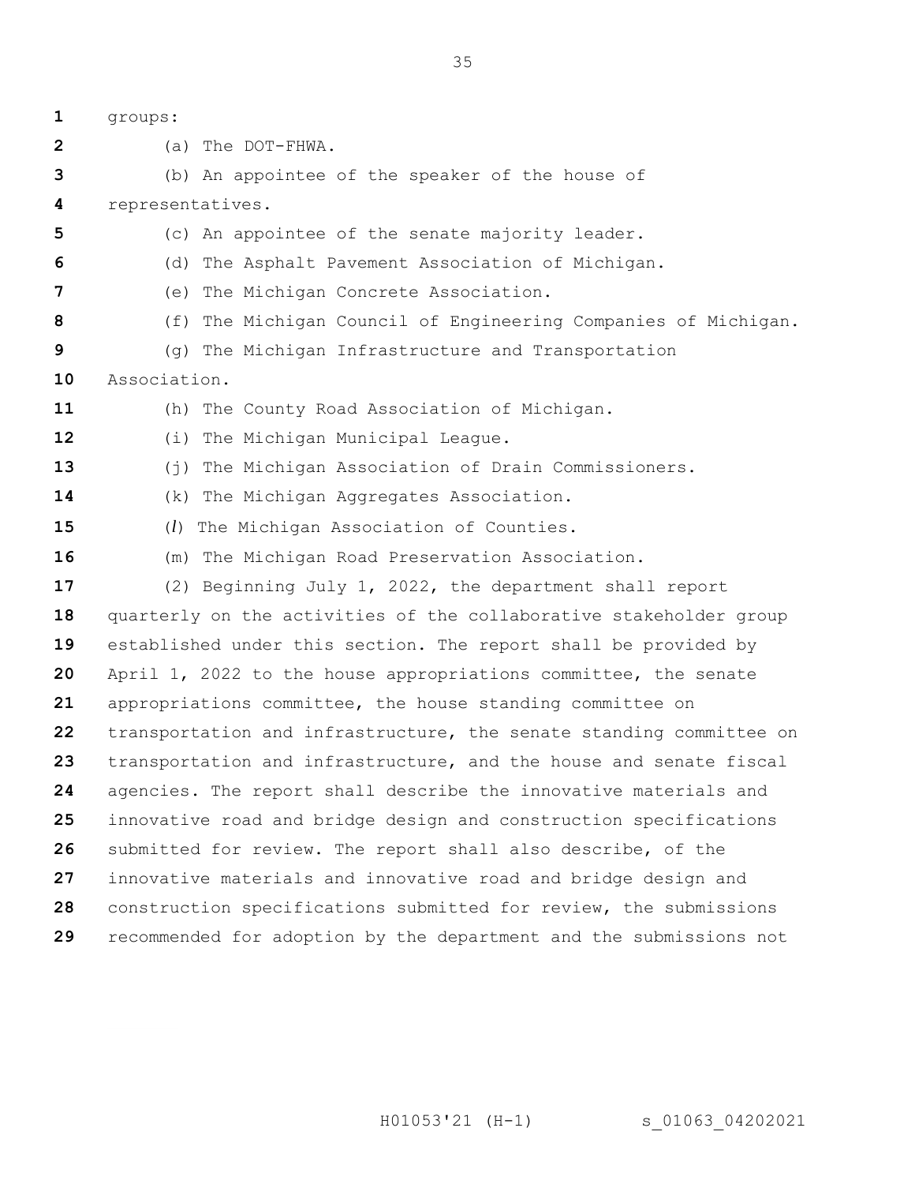groups:

(a) The DOT-FHWA.

(b) An appointee of the speaker of the house of representatives.

(c) An appointee of the senate majority leader.

(d) The Asphalt Pavement Association of Michigan.

(e) The Michigan Concrete Association.

(f) The Michigan Council of Engineering Companies of Michigan.

(g) The Michigan Infrastructure and Transportation Association.

(h) The County Road Association of Michigan.

(i) The Michigan Municipal League.

(j) The Michigan Association of Drain Commissioners.

(k) The Michigan Aggregates Association.

(*l*) The Michigan Association of Counties.

(m) The Michigan Road Preservation Association.

(2) Beginning July 1, 2022, the department shall report quarterly on the activities of the collaborative stakeholder group established under this section. The report shall be provided by April 1, 2022 to the house appropriations committee, the senate appropriations committee, the house standing committee on transportation and infrastructure, the senate standing committee on transportation and infrastructure, and the house and senate fiscal agencies. The report shall describe the innovative materials and innovative road and bridge design and construction specifications submitted for review. The report shall also describe, of the innovative materials and innovative road and bridge design and construction specifications submitted for review, the submissions recommended for adoption by the department and the submissions not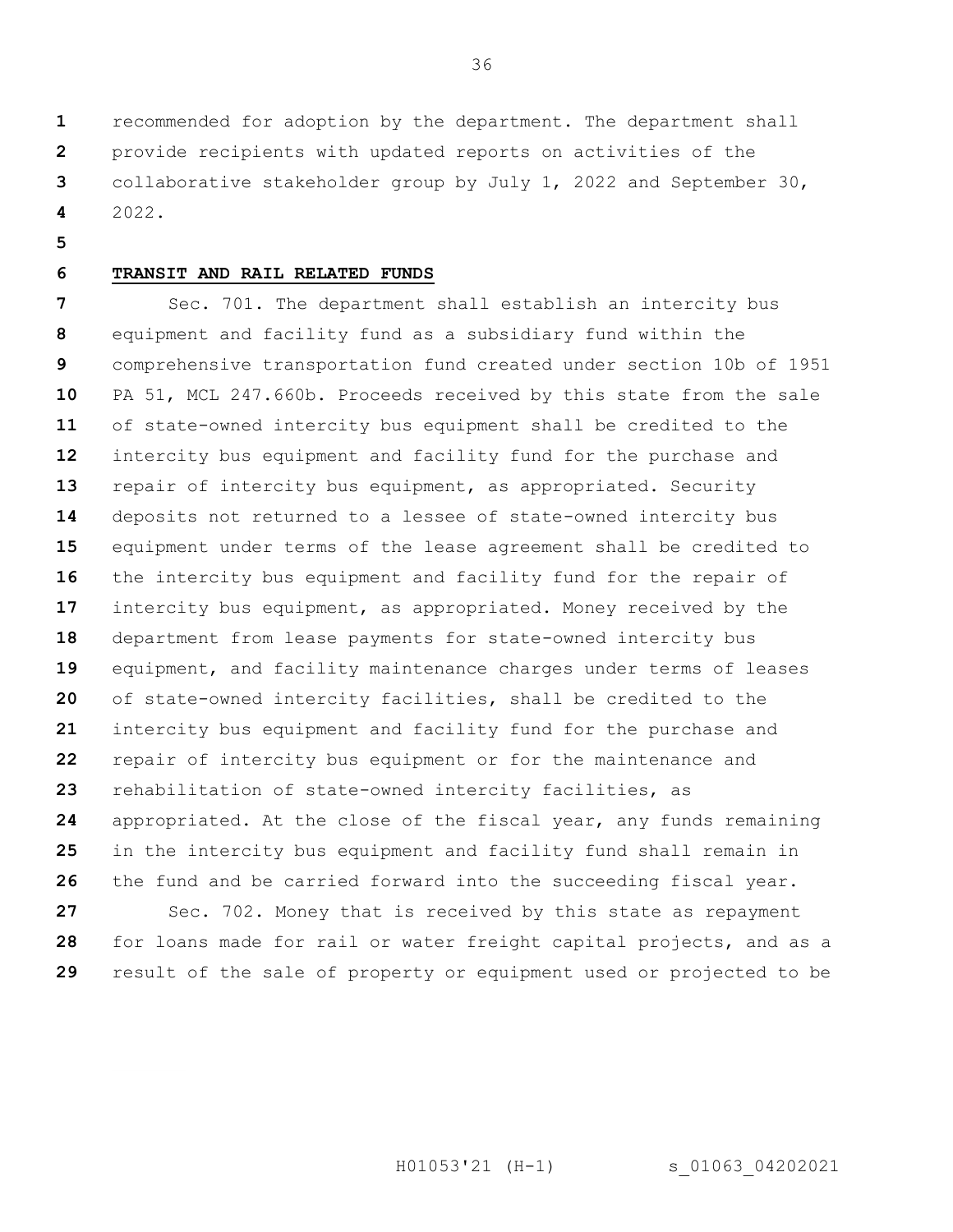recommended for adoption by the department. The department shall provide recipients with updated reports on activities of the collaborative stakeholder group by July 1, 2022 and September 30, 2022.

**TRANSIT AND RAIL RELATED FUNDS**

Sec. 701. The department shall establish an intercity bus equipment and facility fund as a subsidiary fund within the comprehensive transportation fund created under section 10b of 1951 PA 51, MCL 247.660b. Proceeds received by this state from the sale of state-owned intercity bus equipment shall be credited to the intercity bus equipment and facility fund for the purchase and repair of intercity bus equipment, as appropriated. Security deposits not returned to a lessee of state-owned intercity bus equipment under terms of the lease agreement shall be credited to the intercity bus equipment and facility fund for the repair of intercity bus equipment, as appropriated. Money received by the department from lease payments for state-owned intercity bus equipment, and facility maintenance charges under terms of leases of state-owned intercity facilities, shall be credited to the intercity bus equipment and facility fund for the purchase and repair of intercity bus equipment or for the maintenance and rehabilitation of state-owned intercity facilities, as appropriated. At the close of the fiscal year, any funds remaining in the intercity bus equipment and facility fund shall remain in the fund and be carried forward into the succeeding fiscal year.

Sec. 702. Money that is received by this state as repayment for loans made for rail or water freight capital projects, and as a result of the sale of property or equipment used or projected to be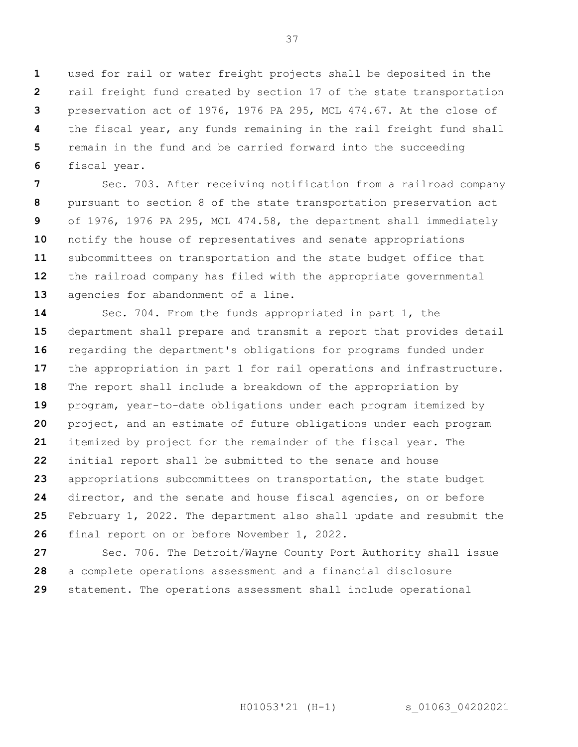used for rail or water freight projects shall be deposited in the rail freight fund created by section 17 of the state transportation preservation act of 1976, 1976 PA 295, MCL 474.67. At the close of the fiscal year, any funds remaining in the rail freight fund shall remain in the fund and be carried forward into the succeeding fiscal year.

Sec. 703. After receiving notification from a railroad company pursuant to section 8 of the state transportation preservation act of 1976, 1976 PA 295, MCL 474.58, the department shall immediately notify the house of representatives and senate appropriations subcommittees on transportation and the state budget office that the railroad company has filed with the appropriate governmental agencies for abandonment of a line.

Sec. 704. From the funds appropriated in part 1, the department shall prepare and transmit a report that provides detail regarding the department's obligations for programs funded under the appropriation in part 1 for rail operations and infrastructure. The report shall include a breakdown of the appropriation by program, year-to-date obligations under each program itemized by project, and an estimate of future obligations under each program itemized by project for the remainder of the fiscal year. The initial report shall be submitted to the senate and house appropriations subcommittees on transportation, the state budget director, and the senate and house fiscal agencies, on or before February 1, 2022. The department also shall update and resubmit the final report on or before November 1, 2022.

Sec. 706. The Detroit/Wayne County Port Authority shall issue a complete operations assessment and a financial disclosure statement. The operations assessment shall include operational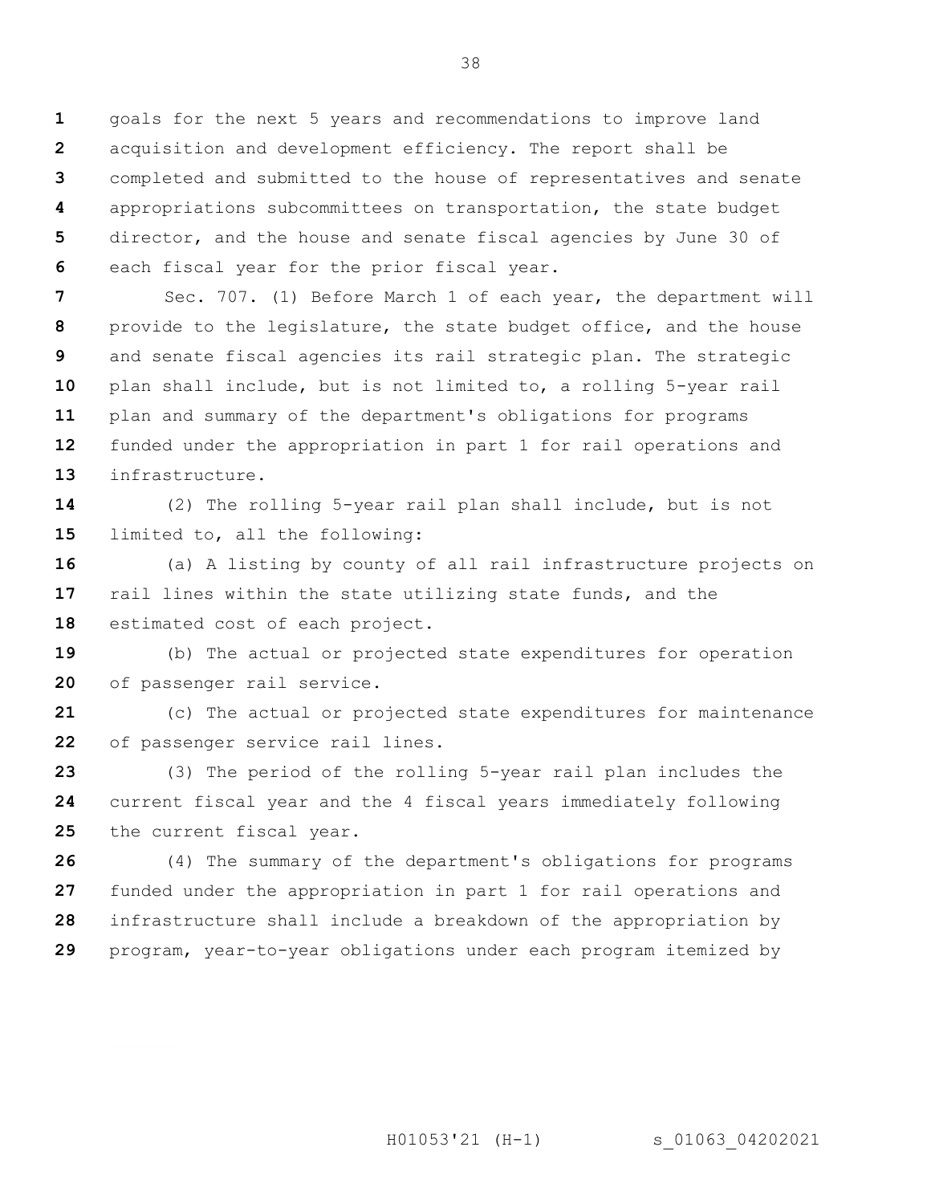goals for the next 5 years and recommendations to improve land acquisition and development efficiency. The report shall be completed and submitted to the house of representatives and senate appropriations subcommittees on transportation, the state budget director, and the house and senate fiscal agencies by June 30 of each fiscal year for the prior fiscal year.

Sec. 707. (1) Before March 1 of each year, the department will provide to the legislature, the state budget office, and the house and senate fiscal agencies its rail strategic plan. The strategic plan shall include, but is not limited to, a rolling 5-year rail plan and summary of the department's obligations for programs funded under the appropriation in part 1 for rail operations and infrastructure.

(2) The rolling 5-year rail plan shall include, but is not limited to, all the following:

(a) A listing by county of all rail infrastructure projects on rail lines within the state utilizing state funds, and the estimated cost of each project.

(b) The actual or projected state expenditures for operation of passenger rail service.

(c) The actual or projected state expenditures for maintenance of passenger service rail lines.

(3) The period of the rolling 5-year rail plan includes the current fiscal year and the 4 fiscal years immediately following the current fiscal year.

(4) The summary of the department's obligations for programs funded under the appropriation in part 1 for rail operations and infrastructure shall include a breakdown of the appropriation by program, year-to-year obligations under each program itemized by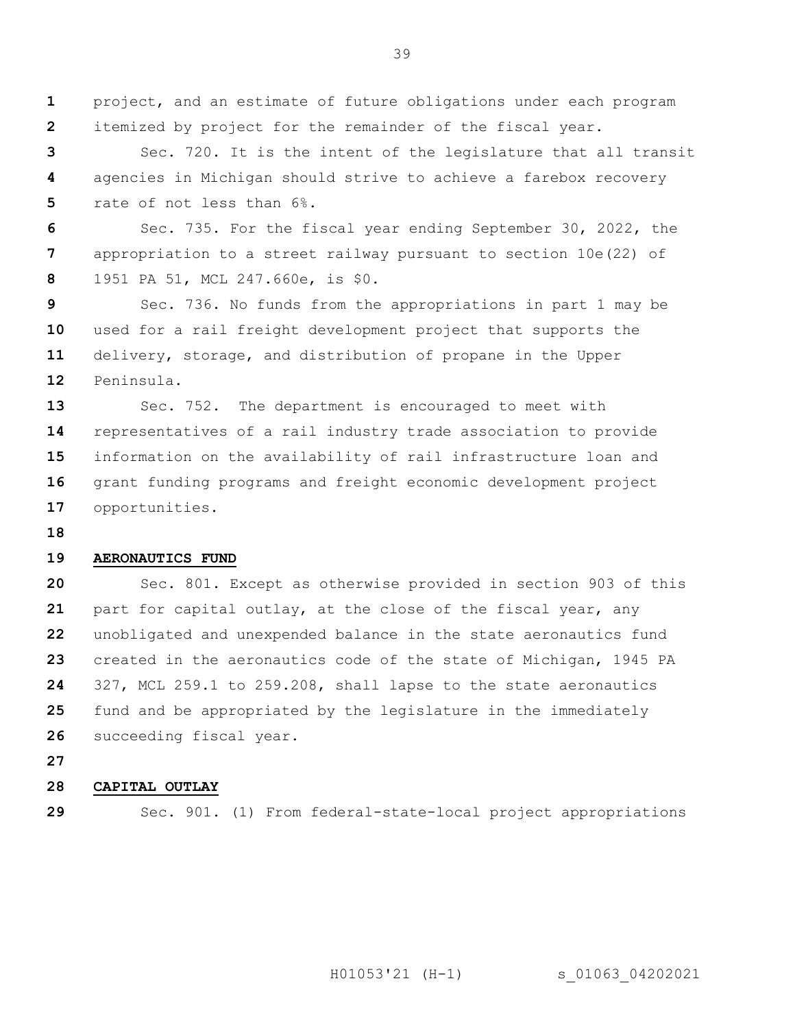project, and an estimate of future obligations under each program itemized by project for the remainder of the fiscal year.

Sec. 720. It is the intent of the legislature that all transit agencies in Michigan should strive to achieve a farebox recovery rate of not less than 6%.

Sec. 735. For the fiscal year ending September 30, 2022, the appropriation to a street railway pursuant to section 10e(22) of 1951 PA 51, MCL 247.660e, is $0.

Sec. 736. No funds from the appropriations in part 1 may be used for a rail freight development project that supports the delivery, storage, and distribution of propane in the Upper Peninsula.

Sec. 752. The department is encouraged to meet with representatives of a rail industry trade association to provide information on the availability of rail infrastructure loan and grant funding programs and freight economic development project opportunities.

**AERONAUTICS FUND**

Sec. 801. Except as otherwise provided in section 903 of this part for capital outlay, at the close of the fiscal year, any unobligated and unexpended balance in the state aeronautics fund created in the aeronautics code of the state of Michigan, 1945 PA 327, MCL 259.1 to 259.208, shall lapse to the state aeronautics fund and be appropriated by the legislature in the immediately succeeding fiscal year.

**CAPITAL OUTLAY**

Sec. 901. (1) From federal-state-local project appropriations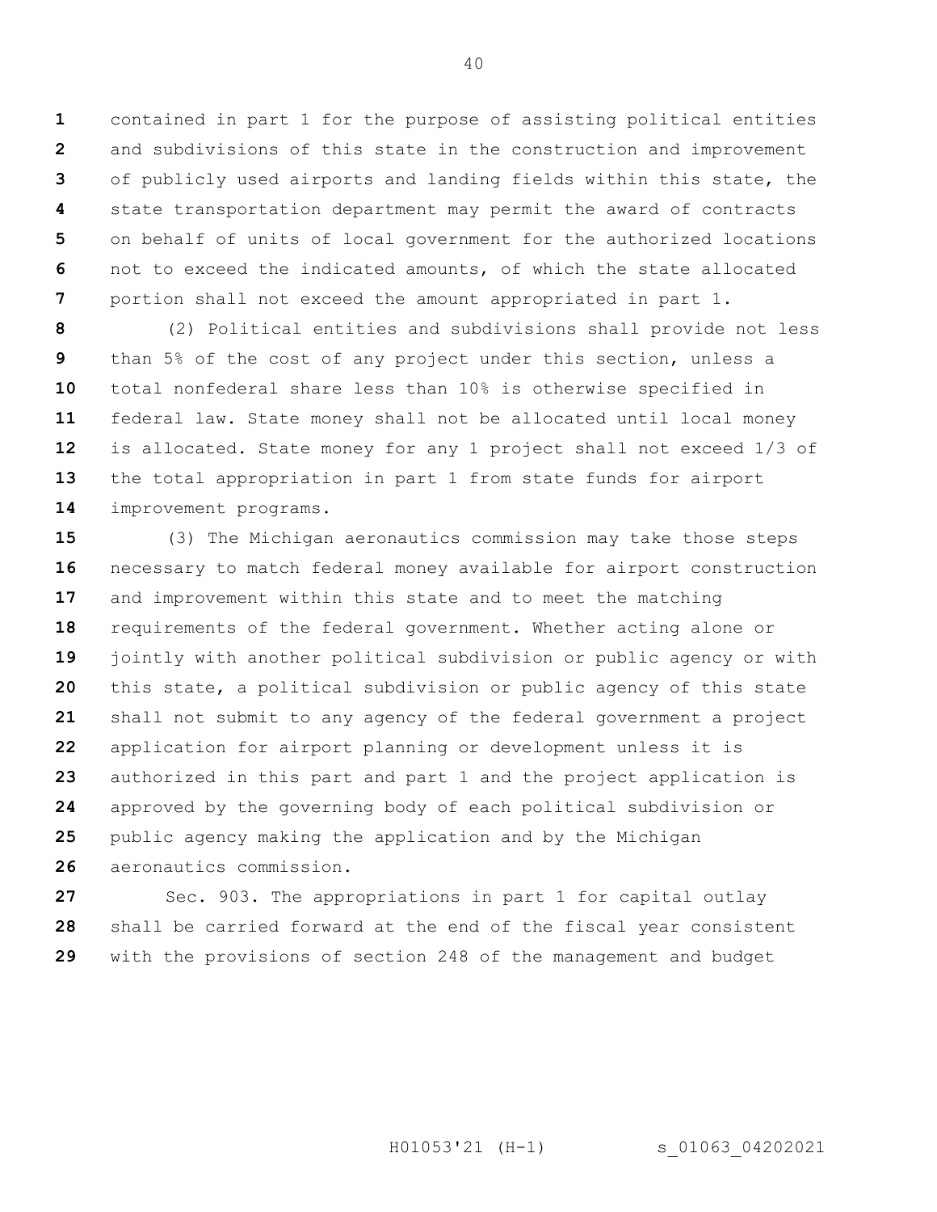contained in part 1 for the purpose of assisting political entities and subdivisions of this state in the construction and improvement of publicly used airports and landing fields within this state, the state transportation department may permit the award of contracts on behalf of units of local government for the authorized locations not to exceed the indicated amounts, of which the state allocated portion shall not exceed the amount appropriated in part 1.

(2) Political entities and subdivisions shall provide not less than 5% of the cost of any project under this section, unless a total nonfederal share less than 10% is otherwise specified in federal law. State money shall not be allocated until local money is allocated. State money for any 1 project shall not exceed 1/3 of the total appropriation in part 1 from state funds for airport improvement programs.

(3) The Michigan aeronautics commission may take those steps necessary to match federal money available for airport construction and improvement within this state and to meet the matching requirements of the federal government. Whether acting alone or jointly with another political subdivision or public agency or with this state, a political subdivision or public agency of this state shall not submit to any agency of the federal government a project application for airport planning or development unless it is authorized in this part and part 1 and the project application is approved by the governing body of each political subdivision or public agency making the application and by the Michigan aeronautics commission.

Sec. 903. The appropriations in part 1 for capital outlay shall be carried forward at the end of the fiscal year consistent with the provisions of section 248 of the management and budget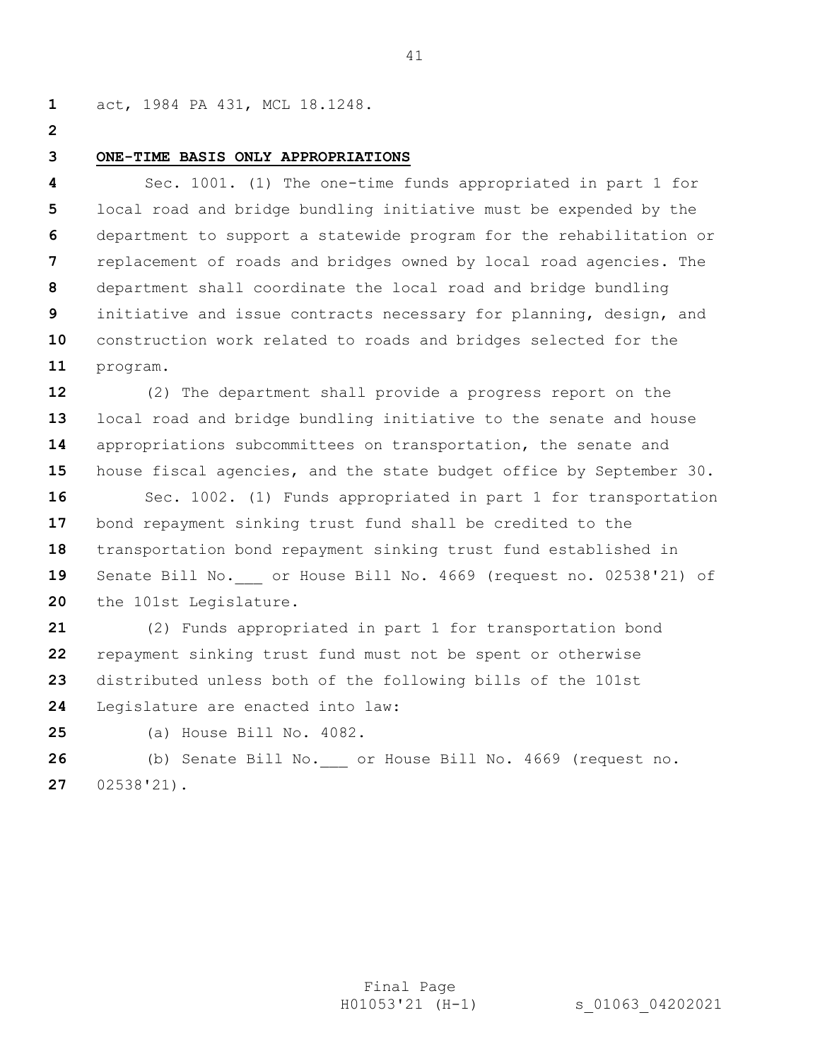act, 1984 PA 431, MCL 18.1248.

**ONE-TIME BASIS ONLY APPROPRIATIONS**

Sec. 1001. (1) The one-time funds appropriated in part 1 for local road and bridge bundling initiative must be expended by the department to support a statewide program for the rehabilitation or replacement of roads and bridges owned by local road agencies. The department shall coordinate the local road and bridge bundling initiative and issue contracts necessary for planning, design, and construction work related to roads and bridges selected for the program.

(2) The department shall provide a progress report on the local road and bridge bundling initiative to the senate and house appropriations subcommittees on transportation, the senate and house fiscal agencies, and the state budget office by September 30.

Sec. 1002. (1) Funds appropriated in part 1 for transportation bond repayment sinking trust fund shall be credited to the transportation bond repayment sinking trust fund established in Senate Bill No.___ or House Bill No. 4669 (request no. 02538'21) of the 101st Legislature.

(2) Funds appropriated in part 1 for transportation bond repayment sinking trust fund must not be spent or otherwise distributed unless both of the following bills of the 101st Legislature are enacted into law:

(a) House Bill No. 4082.

(b) Senate Bill No.___ or House Bill No. 4669 (request no. 02538'21).

Final Page
H01053'21 (H-1) s_01063_04202021